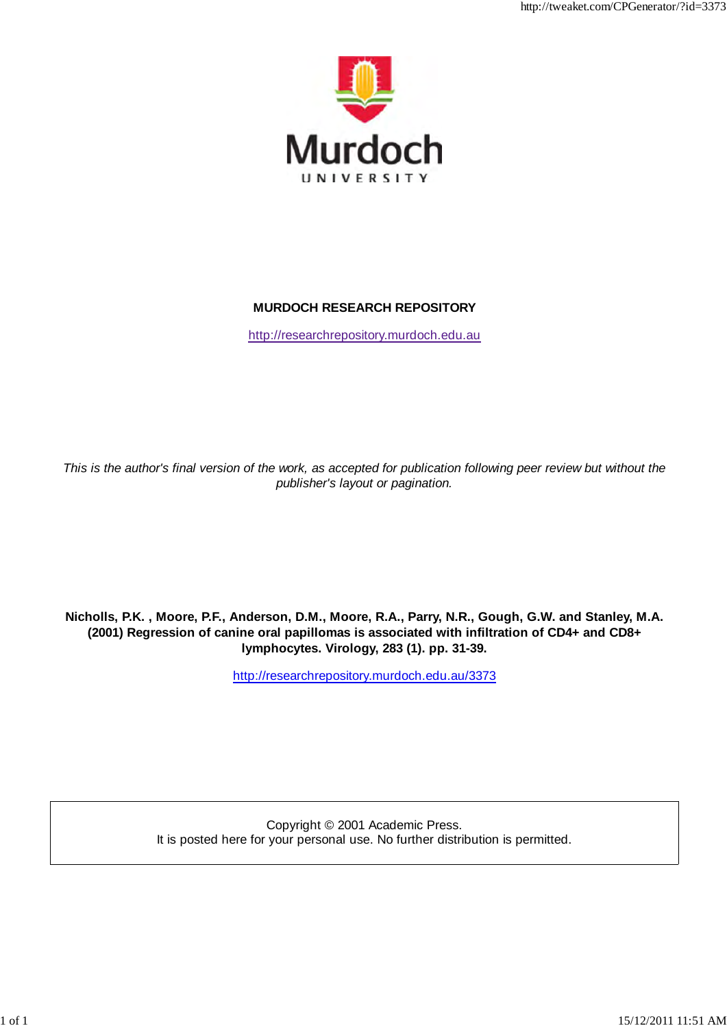Murdoch UNIVERSITY

**MURDOCH RESEARCH REPOSITORY**

http://researchrepository.murdoch.edu.au

*This is the author's final version of the work, as accepted for publication following peer review but without the publisher's layout or pagination.*

**Nicholls, P.K. , Moore, P.F., Anderson, D.M., Moore, R.A., Parry, N.R., Gough, G.W. and Stanley, M.A. (2001) Regression of canine oral papillomas is associated with infiltration of CD4+ and CD8+ lymphocytes. Virology, 283 (1). pp. 31-39.**

http://researchrepository.murdoch.edu.au/3373

Copyright © 2001 Academic Press.
It is posted here for your personal use. No further distribution is permitted.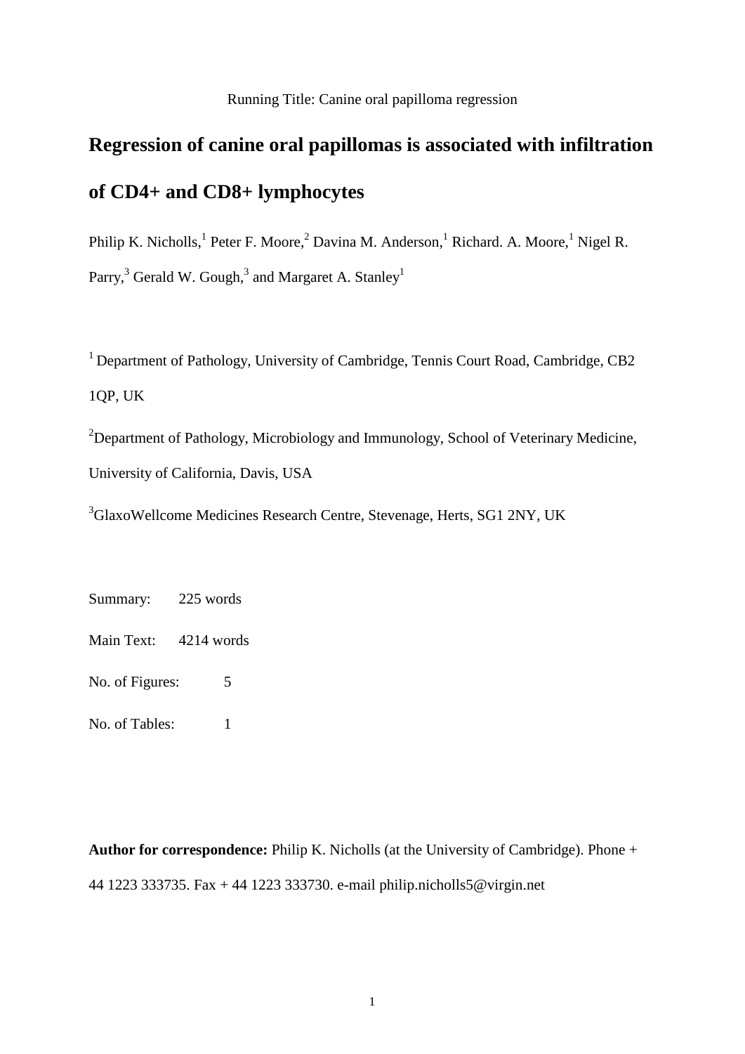Running Title: Canine oral papilloma regression

# Regression of canine oral papillomas is associated with infiltration of CD4+ and CD8+ lymphocytes

Philip K. Nicholls,[1] Peter F. Moore,[2] Davina M. Anderson,[1] Richard. A. Moore,[1] Nigel R. Parry,[3] Gerald W. Gough,[3] and Margaret A. Stanley[1]

[1] Department of Pathology, University of Cambridge, Tennis Court Road, Cambridge, CB2 1QP, UK

[2] Department of Pathology, Microbiology and Immunology, School of Veterinary Medicine, University of California, Davis, USA

[3] GlaxoWellcome Medicines Research Centre, Stevenage, Herts, SG1 2NY, UK

Summary: 225 words

Main Text: 4214 words

No. of Figures: 5

No. of Tables: 1

**Author for correspondence:** Philip K. Nicholls (at the University of Cambridge). Phone + 44 1223 333735. Fax + 44 1223 333730. e-mail philip.nicholls5@virgin.net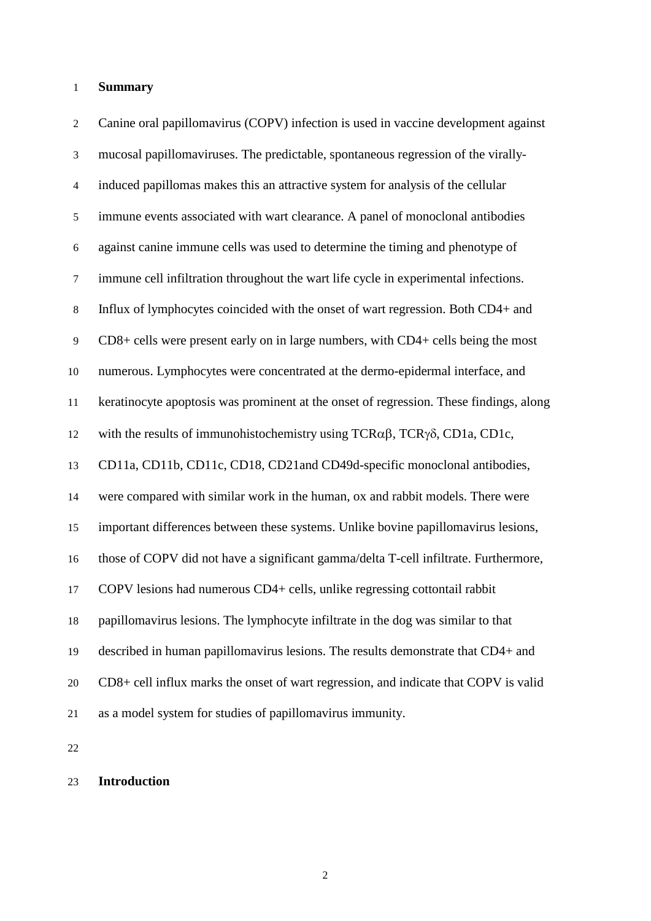## Summary

Canine oral papillomavirus (COPV) infection is used in vaccine development against mucosal papillomaviruses. The predictable, spontaneous regression of the virally-induced papillomas makes this an attractive system for analysis of the cellular immune events associated with wart clearance. A panel of monoclonal antibodies against canine immune cells was used to determine the timing and phenotype of immune cell infiltration throughout the wart life cycle in experimental infections. Influx of lymphocytes coincided with the onset of wart regression. Both CD4+ and CD8+ cells were present early on in large numbers, with CD4+ cells being the most numerous. Lymphocytes were concentrated at the dermo-epidermal interface, and keratinocyte apoptosis was prominent at the onset of regression. These findings, along with the results of immunohistochemistry using TCRαβ, TCRγδ, CD1a, CD1c, CD11a, CD11b, CD11c, CD18, CD21and CD49d-specific monoclonal antibodies, were compared with similar work in the human, ox and rabbit models. There were important differences between these systems. Unlike bovine papillomavirus lesions, those of COPV did not have a significant gamma/delta T-cell infiltrate. Furthermore, COPV lesions had numerous CD4+ cells, unlike regressing cottontail rabbit papillomavirus lesions. The lymphocyte infiltrate in the dog was similar to that described in human papillomavirus lesions. The results demonstrate that CD4+ and CD8+ cell influx marks the onset of wart regression, and indicate that COPV is valid as a model system for studies of papillomavirus immunity.

## Introduction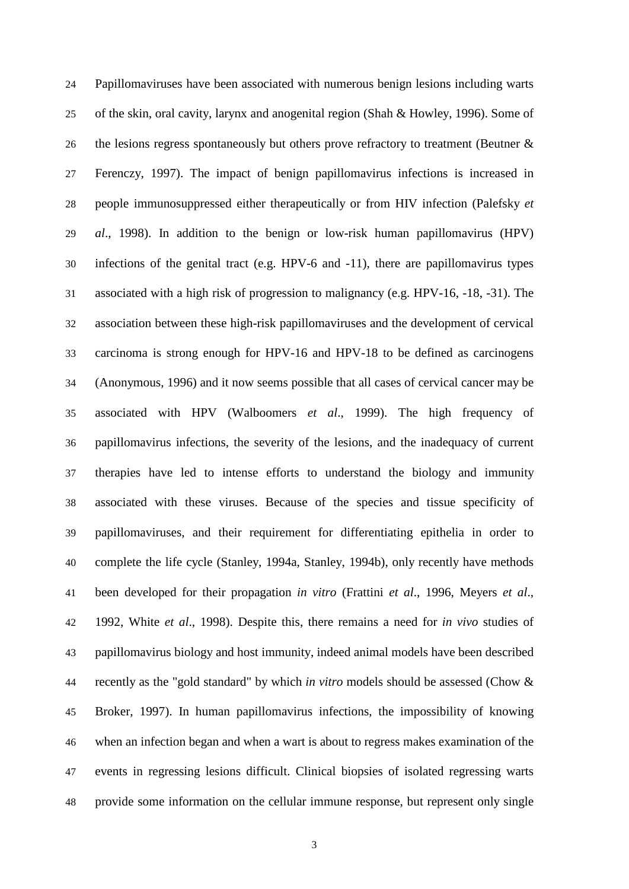Papillomaviruses have been associated with numerous benign lesions including warts of the skin, oral cavity, larynx and anogenital region (Shah & Howley, 1996). Some of the lesions regress spontaneously but others prove refractory to treatment (Beutner & Ferenczy, 1997). The impact of benign papillomavirus infections is increased in people immunosuppressed either therapeutically or from HIV infection (Palefsky *et al*., 1998). In addition to the benign or low-risk human papillomavirus (HPV) infections of the genital tract (e.g. HPV-6 and -11), there are papillomavirus types associated with a high risk of progression to malignancy (e.g. HPV-16, -18, -31). The association between these high-risk papillomaviruses and the development of cervical carcinoma is strong enough for HPV-16 and HPV-18 to be defined as carcinogens (Anonymous, 1996) and it now seems possible that all cases of cervical cancer may be associated with HPV (Walboomers *et al*., 1999). The high frequency of papillomavirus infections, the severity of the lesions, and the inadequacy of current therapies have led to intense efforts to understand the biology and immunity associated with these viruses. Because of the species and tissue specificity of papillomaviruses, and their requirement for differentiating epithelia in order to complete the life cycle (Stanley, 1994a, Stanley, 1994b), only recently have methods been developed for their propagation *in vitro* (Frattini *et al*., 1996, Meyers *et al*., 1992, White *et al*., 1998). Despite this, there remains a need for *in vivo* studies of papillomavirus biology and host immunity, indeed animal models have been described recently as the "gold standard" by which *in vitro* models should be assessed (Chow & Broker, 1997). In human papillomavirus infections, the impossibility of knowing when an infection began and when a wart is about to regress makes examination of the events in regressing lesions difficult. Clinical biopsies of isolated regressing warts provide some information on the cellular immune response, but represent only single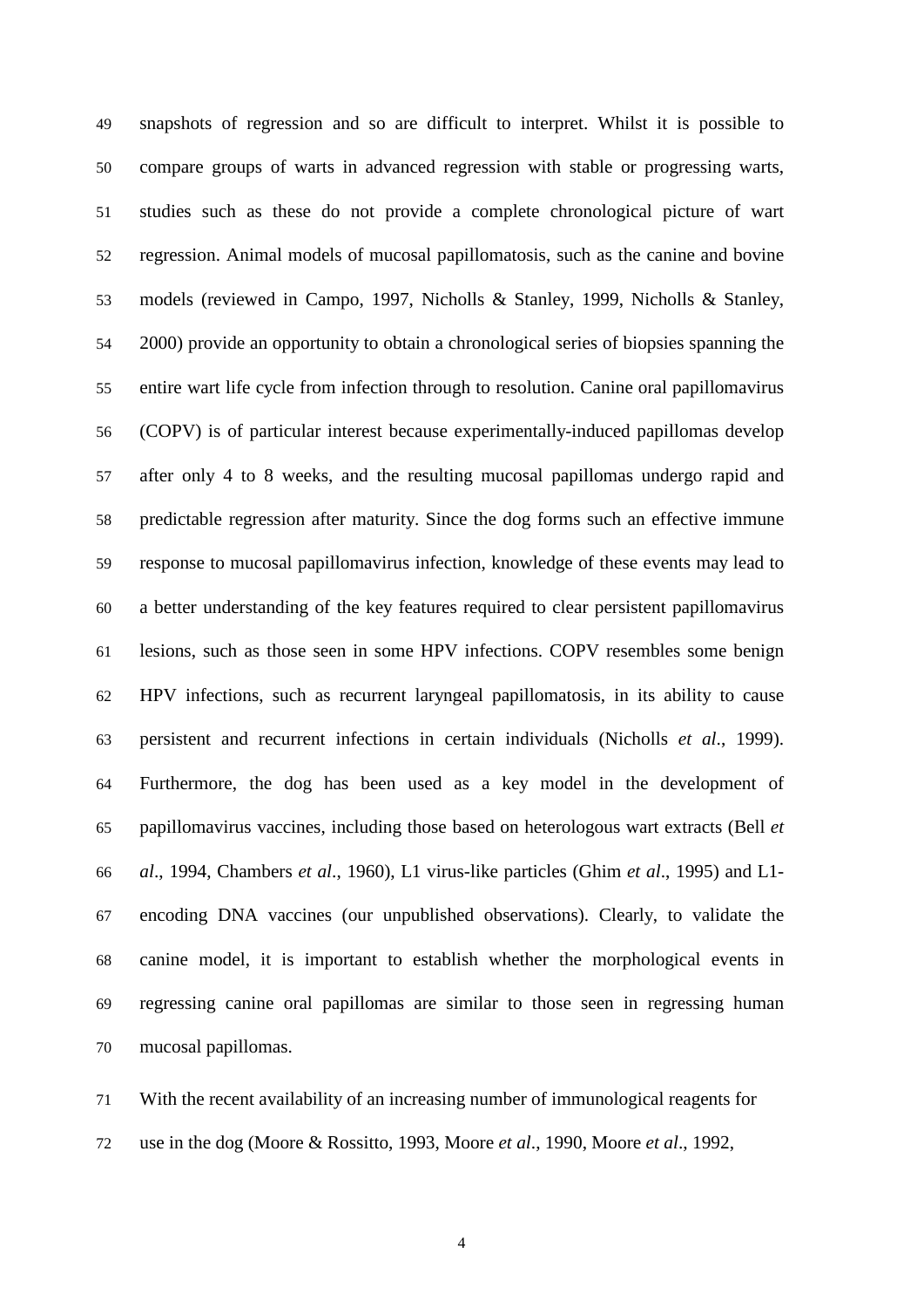snapshots of regression and so are difficult to interpret. Whilst it is possible to compare groups of warts in advanced regression with stable or progressing warts, studies such as these do not provide a complete chronological picture of wart regression. Animal models of mucosal papillomatosis, such as the canine and bovine models (reviewed in Campo, 1997, Nicholls & Stanley, 1999, Nicholls & Stanley, 2000) provide an opportunity to obtain a chronological series of biopsies spanning the entire wart life cycle from infection through to resolution. Canine oral papillomavirus (COPV) is of particular interest because experimentally-induced papillomas develop after only 4 to 8 weeks, and the resulting mucosal papillomas undergo rapid and predictable regression after maturity. Since the dog forms such an effective immune response to mucosal papillomavirus infection, knowledge of these events may lead to a better understanding of the key features required to clear persistent papillomavirus lesions, such as those seen in some HPV infections. COPV resembles some benign HPV infections, such as recurrent laryngeal papillomatosis, in its ability to cause persistent and recurrent infections in certain individuals (Nicholls *et al*., 1999). Furthermore, the dog has been used as a key model in the development of papillomavirus vaccines, including those based on heterologous wart extracts (Bell *et al*., 1994, Chambers *et al*., 1960), L1 virus-like particles (Ghim *et al*., 1995) and L1-encoding DNA vaccines (our unpublished observations). Clearly, to validate the canine model, it is important to establish whether the morphological events in regressing canine oral papillomas are similar to those seen in regressing human mucosal papillomas.

With the recent availability of an increasing number of immunological reagents for use in the dog (Moore & Rossitto, 1993, Moore *et al*., 1990, Moore *et al*., 1992,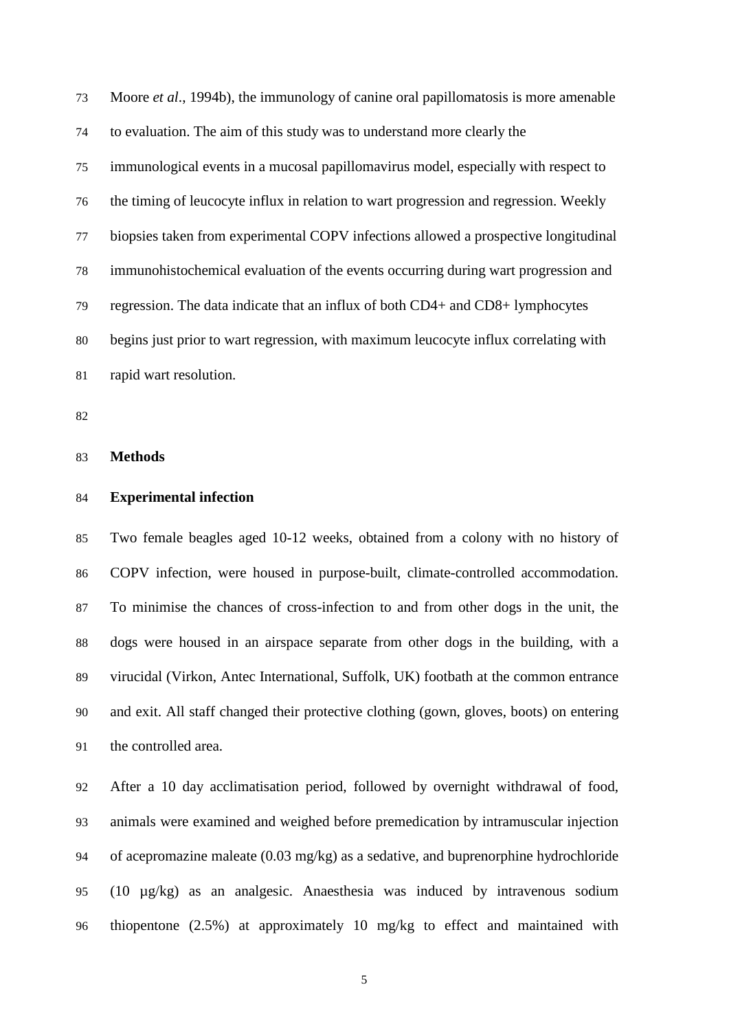Moore *et al*., 1994b), the immunology of canine oral papillomatosis is more amenable to evaluation. The aim of this study was to understand more clearly the immunological events in a mucosal papillomavirus model, especially with respect to the timing of leucocyte influx in relation to wart progression and regression. Weekly biopsies taken from experimental COPV infections allowed a prospective longitudinal immunohistochemical evaluation of the events occurring during wart progression and regression. The data indicate that an influx of both CD4+ and CD8+ lymphocytes begins just prior to wart regression, with maximum leucocyte influx correlating with rapid wart resolution.

## Methods

### Experimental infection

Two female beagles aged 10-12 weeks, obtained from a colony with no history of COPV infection, were housed in purpose-built, climate-controlled accommodation. To minimise the chances of cross-infection to and from other dogs in the unit, the dogs were housed in an airspace separate from other dogs in the building, with a virucidal (Virkon, Antec International, Suffolk, UK) footbath at the common entrance and exit. All staff changed their protective clothing (gown, gloves, boots) on entering the controlled area.

After a 10 day acclimatisation period, followed by overnight withdrawal of food, animals were examined and weighed before premedication by intramuscular injection of acepromazine maleate (0.03 mg/kg) as a sedative, and buprenorphine hydrochloride (10 µg/kg) as an analgesic. Anaesthesia was induced by intravenous sodium thiopentone (2.5%) at approximately 10 mg/kg to effect and maintained with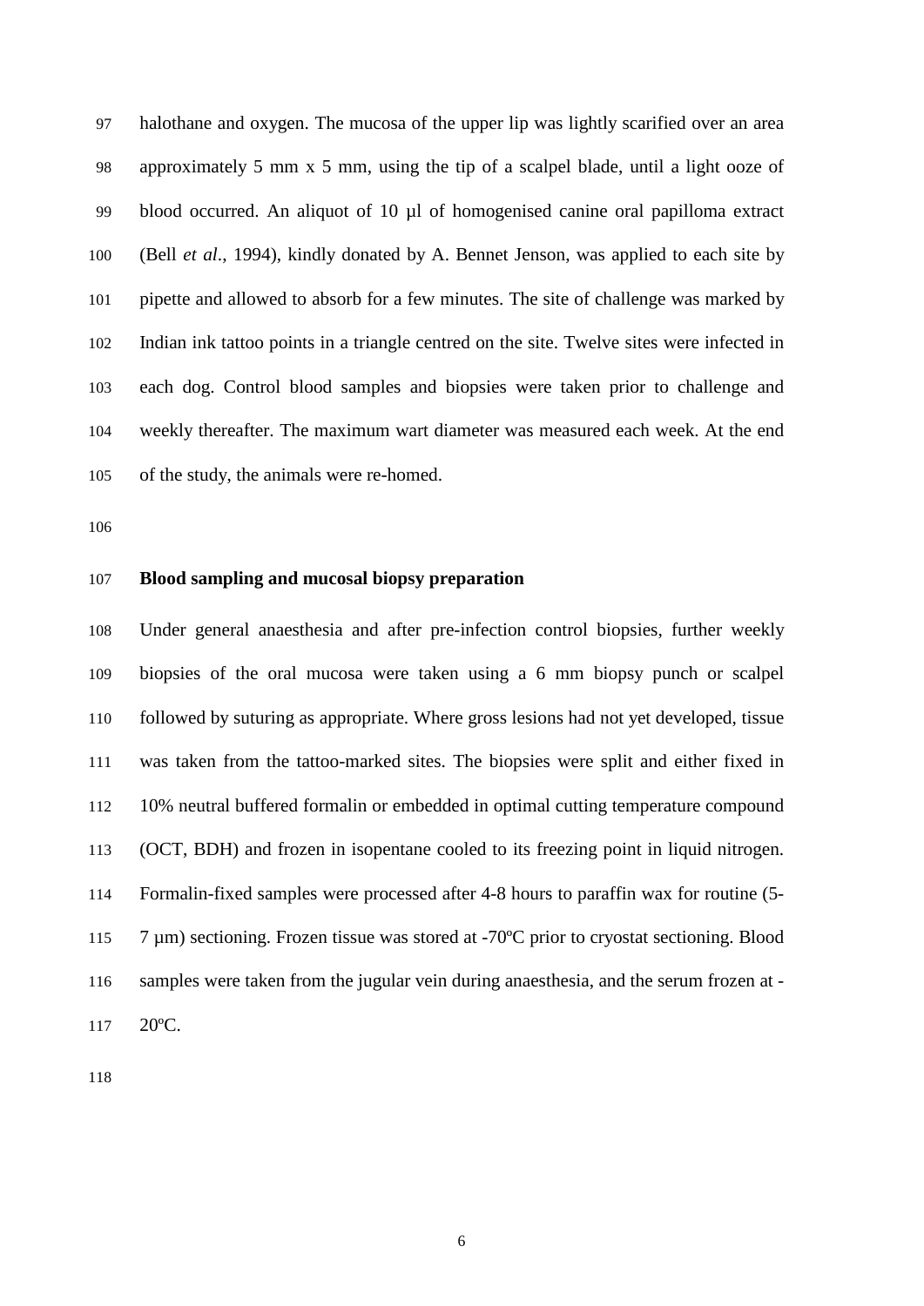halothane and oxygen. The mucosa of the upper lip was lightly scarified over an area approximately 5 mm x 5 mm, using the tip of a scalpel blade, until a light ooze of blood occurred. An aliquot of 10 µl of homogenised canine oral papilloma extract (Bell *et al*., 1994), kindly donated by A. Bennet Jenson, was applied to each site by pipette and allowed to absorb for a few minutes. The site of challenge was marked by Indian ink tattoo points in a triangle centred on the site. Twelve sites were infected in each dog. Control blood samples and biopsies were taken prior to challenge and weekly thereafter. The maximum wart diameter was measured each week. At the end of the study, the animals were re-homed.

**Blood sampling and mucosal biopsy preparation**

Under general anaesthesia and after pre-infection control biopsies, further weekly biopsies of the oral mucosa were taken using a 6 mm biopsy punch or scalpel followed by suturing as appropriate. Where gross lesions had not yet developed, tissue was taken from the tattoo-marked sites. The biopsies were split and either fixed in 10% neutral buffered formalin or embedded in optimal cutting temperature compound (OCT, BDH) and frozen in isopentane cooled to its freezing point in liquid nitrogen. Formalin-fixed samples were processed after 4-8 hours to paraffin wax for routine (5-7 µm) sectioning. Frozen tissue was stored at -70ºC prior to cryostat sectioning. Blood samples were taken from the jugular vein during anaesthesia, and the serum frozen at -20ºC.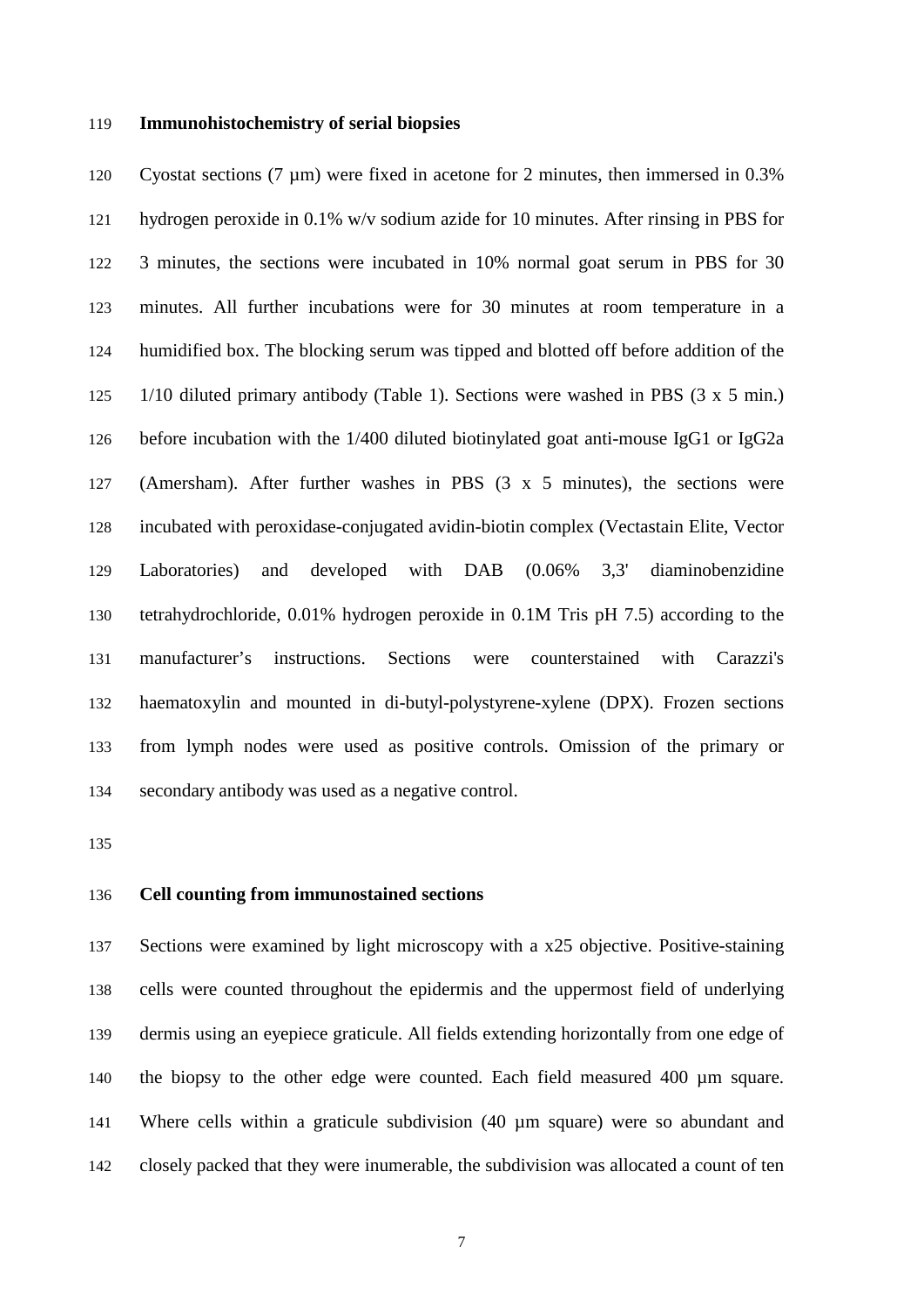**Immunohistochemistry of serial biopsies**

Cyostat sections (7 µm) were fixed in acetone for 2 minutes, then immersed in 0.3% hydrogen peroxide in 0.1% w/v sodium azide for 10 minutes. After rinsing in PBS for 3 minutes, the sections were incubated in 10% normal goat serum in PBS for 30 minutes. All further incubations were for 30 minutes at room temperature in a humidified box. The blocking serum was tipped and blotted off before addition of the 1/10 diluted primary antibody (Table 1). Sections were washed in PBS (3 x 5 min.) before incubation with the 1/400 diluted biotinylated goat anti-mouse IgG1 or IgG2a (Amersham). After further washes in PBS (3 x 5 minutes), the sections were incubated with peroxidase-conjugated avidin-biotin complex (Vectastain Elite, Vector Laboratories) and developed with DAB (0.06% 3,3' diaminobenzidine tetrahydrochloride, 0.01% hydrogen peroxide in 0.1M Tris pH 7.5) according to the manufacturer's instructions. Sections were counterstained with Carazzi's haematoxylin and mounted in di-butyl-polystyrene-xylene (DPX). Frozen sections from lymph nodes were used as positive controls. Omission of the primary or secondary antibody was used as a negative control.

**Cell counting from immunostained sections**

Sections were examined by light microscopy with a x25 objective. Positive-staining cells were counted throughout the epidermis and the uppermost field of underlying dermis using an eyepiece graticule. All fields extending horizontally from one edge of the biopsy to the other edge were counted. Each field measured 400 µm square. Where cells within a graticule subdivision (40 µm square) were so abundant and closely packed that they were inumerable, the subdivision was allocated a count of ten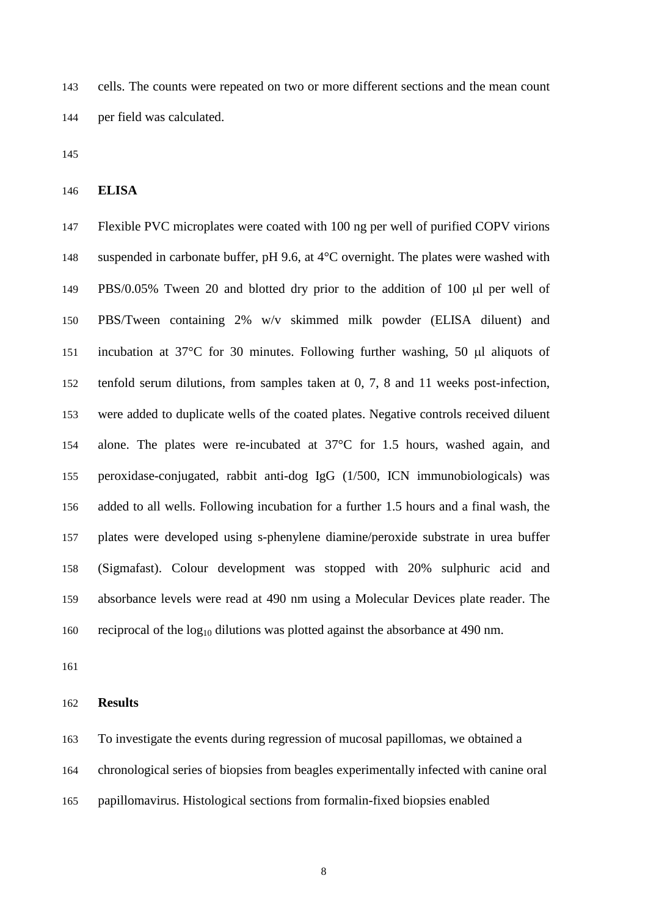cells. The counts were repeated on two or more different sections and the mean count per field was calculated.

## ELISA

Flexible PVC microplates were coated with 100 ng per well of purified COPV virions suspended in carbonate buffer, pH 9.6, at 4°C overnight. The plates were washed with PBS/0.05% Tween 20 and blotted dry prior to the addition of 100 μl per well of PBS/Tween containing 2% w/v skimmed milk powder (ELISA diluent) and incubation at 37°C for 30 minutes. Following further washing, 50 μl aliquots of tenfold serum dilutions, from samples taken at 0, 7, 8 and 11 weeks post-infection, were added to duplicate wells of the coated plates. Negative controls received diluent alone. The plates were re-incubated at 37°C for 1.5 hours, washed again, and peroxidase-conjugated, rabbit anti-dog IgG (1/500, ICN immunobiologicals) was added to all wells. Following incubation for a further 1.5 hours and a final wash, the plates were developed using s-phenylene diamine/peroxide substrate in urea buffer (Sigmafast). Colour development was stopped with 20% sulphuric acid and absorbance levels were read at 490 nm using a Molecular Devices plate reader. The reciprocal of the $\log_{10}$ dilutions was plotted against the absorbance at 490 nm.

## Results

To investigate the events during regression of mucosal papillomas, we obtained a chronological series of biopsies from beagles experimentally infected with canine oral papillomavirus. Histological sections from formalin-fixed biopsies enabled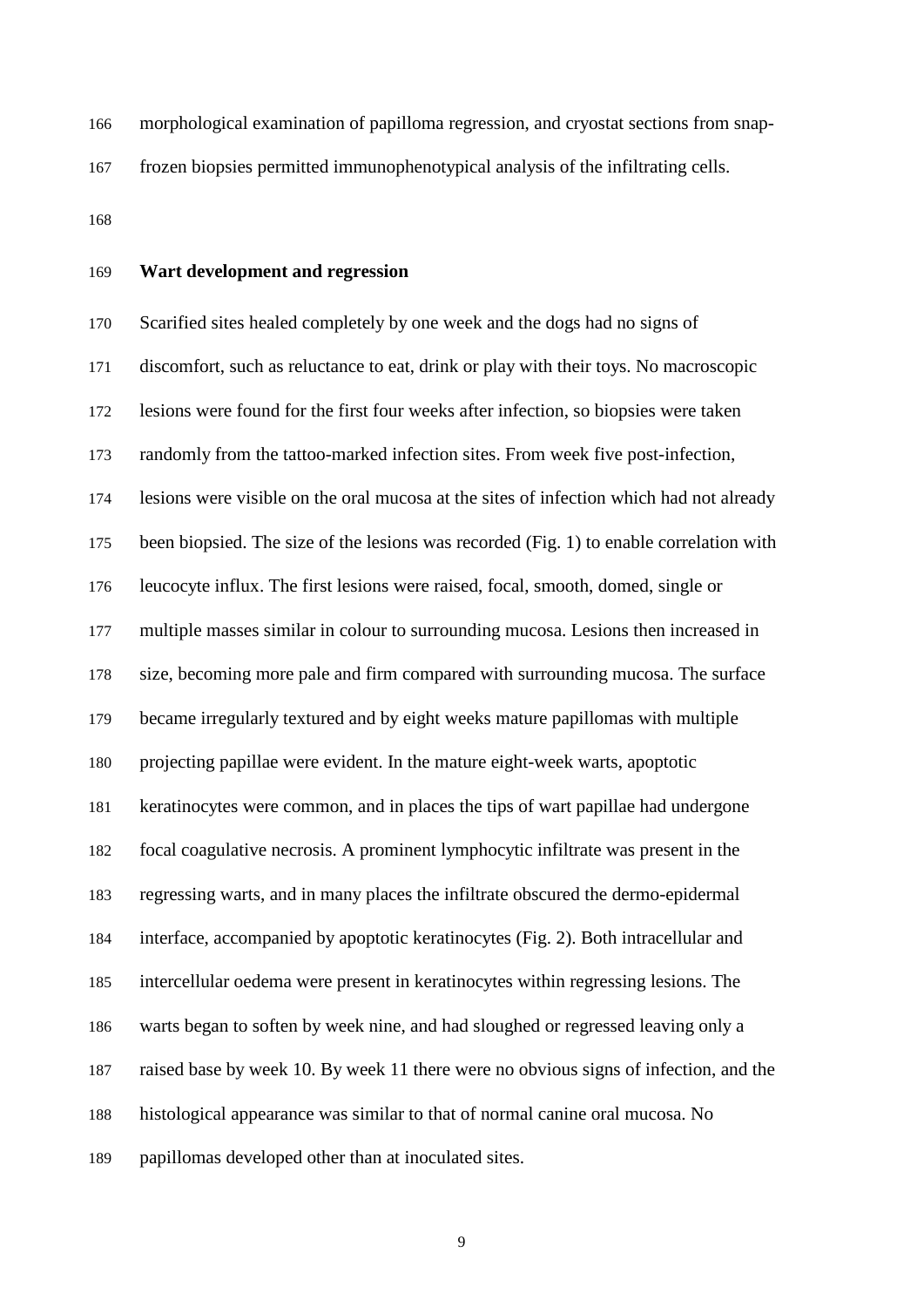morphological examination of papilloma regression, and cryostat sections from snap-frozen biopsies permitted immunophenotypical analysis of the infiltrating cells.

**Wart development and regression**

Scarified sites healed completely by one week and the dogs had no signs of discomfort, such as reluctance to eat, drink or play with their toys. No macroscopic lesions were found for the first four weeks after infection, so biopsies were taken randomly from the tattoo-marked infection sites. From week five post-infection, lesions were visible on the oral mucosa at the sites of infection which had not already been biopsied. The size of the lesions was recorded (Fig. 1) to enable correlation with leucocyte influx. The first lesions were raised, focal, smooth, domed, single or multiple masses similar in colour to surrounding mucosa. Lesions then increased in size, becoming more pale and firm compared with surrounding mucosa. The surface became irregularly textured and by eight weeks mature papillomas with multiple projecting papillae were evident. In the mature eight-week warts, apoptotic keratinocytes were common, and in places the tips of wart papillae had undergone focal coagulative necrosis. A prominent lymphocytic infiltrate was present in the regressing warts, and in many places the infiltrate obscured the dermo-epidermal interface, accompanied by apoptotic keratinocytes (Fig. 2). Both intracellular and intercellular oedema were present in keratinocytes within regressing lesions. The warts began to soften by week nine, and had sloughed or regressed leaving only a raised base by week 10. By week 11 there were no obvious signs of infection, and the histological appearance was similar to that of normal canine oral mucosa. No papillomas developed other than at inoculated sites.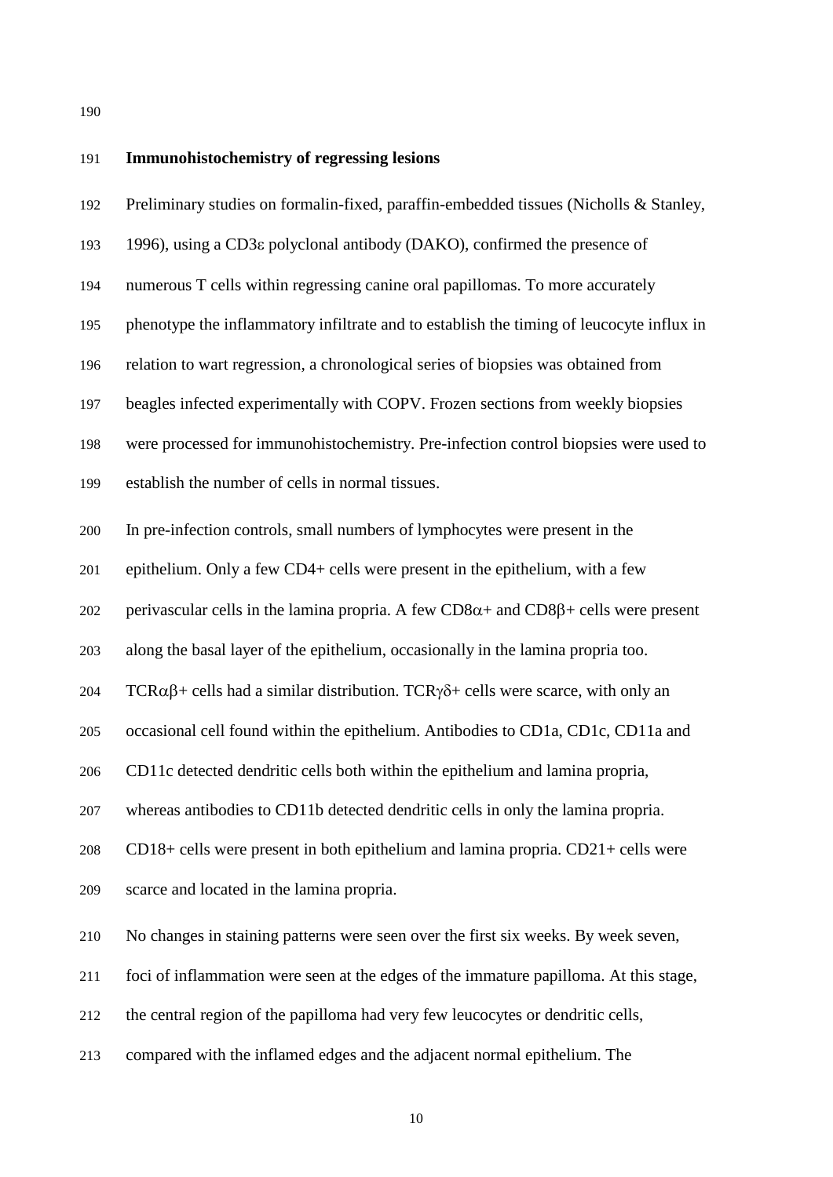**Immunohistochemistry of regressing lesions**

Preliminary studies on formalin-fixed, paraffin-embedded tissues (Nicholls & Stanley, 1996), using a CD3ε polyclonal antibody (DAKO), confirmed the presence of numerous T cells within regressing canine oral papillomas. To more accurately phenotype the inflammatory infiltrate and to establish the timing of leucocyte influx in relation to wart regression, a chronological series of biopsies was obtained from beagles infected experimentally with COPV. Frozen sections from weekly biopsies were processed for immunohistochemistry. Pre-infection control biopsies were used to establish the number of cells in normal tissues.

In pre-infection controls, small numbers of lymphocytes were present in the epithelium. Only a few CD4+ cells were present in the epithelium, with a few perivascular cells in the lamina propria. A few CD8α+ and CD8β+ cells were present along the basal layer of the epithelium, occasionally in the lamina propria too. TCRαβ+ cells had a similar distribution. TCRγδ+ cells were scarce, with only an occasional cell found within the epithelium. Antibodies to CD1a, CD1c, CD11a and CD11c detected dendritic cells both within the epithelium and lamina propria, whereas antibodies to CD11b detected dendritic cells in only the lamina propria. CD18+ cells were present in both epithelium and lamina propria. CD21+ cells were scarce and located in the lamina propria.

No changes in staining patterns were seen over the first six weeks. By week seven, foci of inflammation were seen at the edges of the immature papilloma. At this stage, the central region of the papilloma had very few leucocytes or dendritic cells, compared with the inflamed edges and the adjacent normal epithelium. The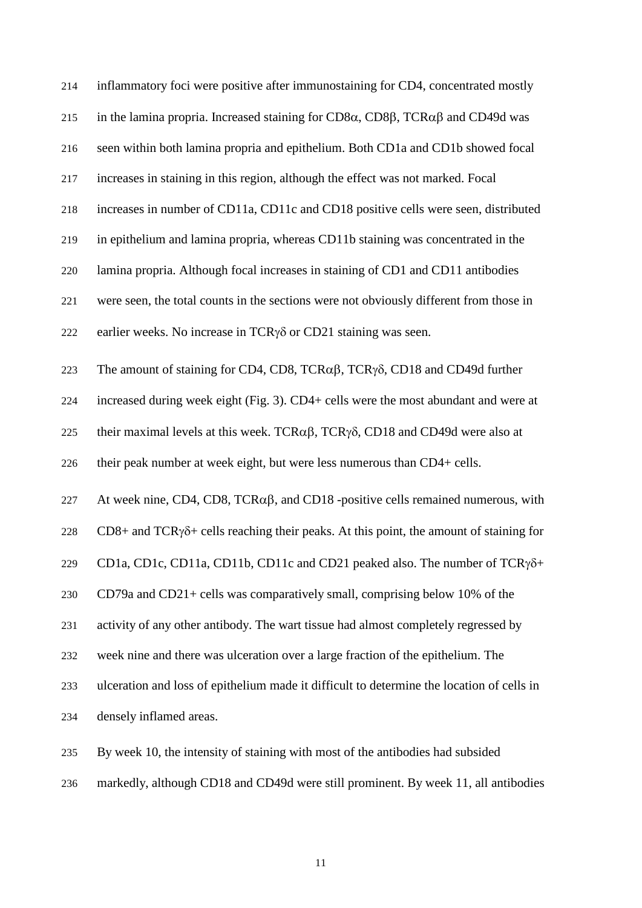inflammatory foci were positive after immunostaining for CD4, concentrated mostly in the lamina propria. Increased staining for CD8α, CD8β, TCRαβ and CD49d was seen within both lamina propria and epithelium. Both CD1a and CD1b showed focal increases in staining in this region, although the effect was not marked. Focal increases in number of CD11a, CD11c and CD18 positive cells were seen, distributed in epithelium and lamina propria, whereas CD11b staining was concentrated in the lamina propria. Although focal increases in staining of CD1 and CD11 antibodies were seen, the total counts in the sections were not obviously different from those in earlier weeks. No increase in TCRγδ or CD21 staining was seen.

The amount of staining for CD4, CD8, TCRαβ, TCRγδ, CD18 and CD49d further increased during week eight (Fig. 3). CD4+ cells were the most abundant and were at their maximal levels at this week. TCRαβ, TCRγδ, CD18 and CD49d were also at their peak number at week eight, but were less numerous than CD4+ cells.

At week nine, CD4, CD8, TCRαβ, and CD18 -positive cells remained numerous, with CD8+ and TCRγδ+ cells reaching their peaks. At this point, the amount of staining for CD1a, CD1c, CD11a, CD11b, CD11c and CD21 peaked also. The number of TCRγδ+ CD79a and CD21+ cells was comparatively small, comprising below 10% of the activity of any other antibody. The wart tissue had almost completely regressed by week nine and there was ulceration over a large fraction of the epithelium. The ulceration and loss of epithelium made it difficult to determine the location of cells in densely inflamed areas.

By week 10, the intensity of staining with most of the antibodies had subsided markedly, although CD18 and CD49d were still prominent. By week 11, all antibodies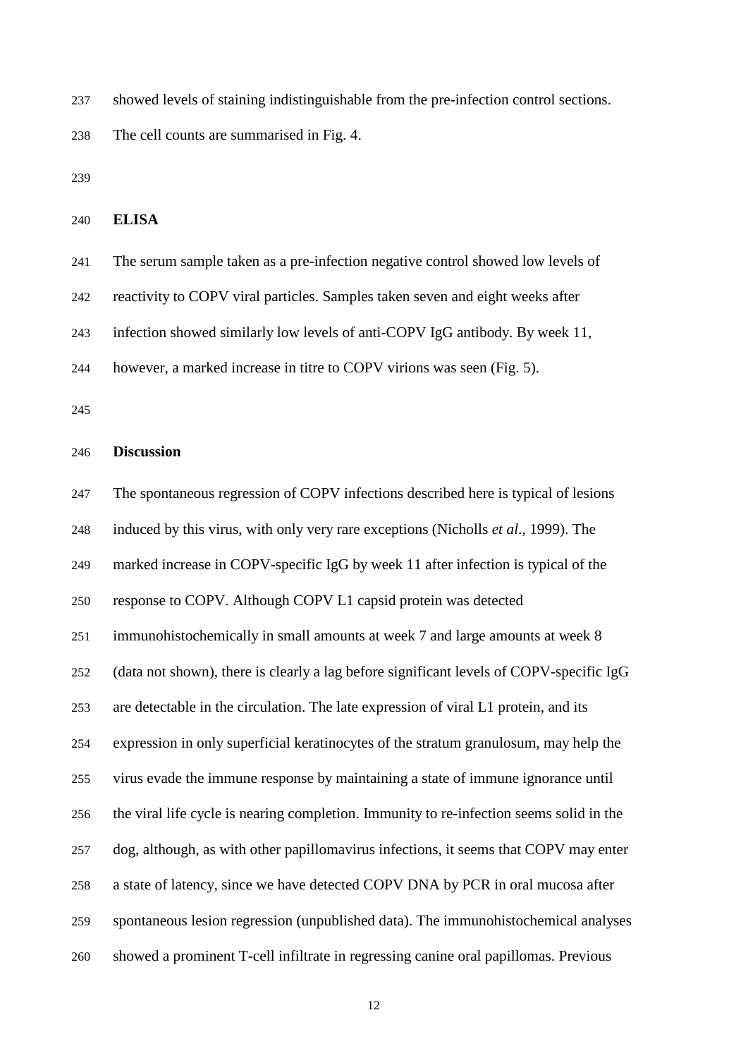showed levels of staining indistinguishable from the pre-infection control sections. The cell counts are summarised in Fig. 4.

## ELISA

The serum sample taken as a pre-infection negative control showed low levels of reactivity to COPV viral particles. Samples taken seven and eight weeks after infection showed similarly low levels of anti-COPV IgG antibody. By week 11, however, a marked increase in titre to COPV virions was seen (Fig. 5).

## Discussion

The spontaneous regression of COPV infections described here is typical of lesions induced by this virus, with only very rare exceptions (Nicholls *et al*., 1999). The marked increase in COPV-specific IgG by week 11 after infection is typical of the response to COPV. Although COPV L1 capsid protein was detected immunohistochemically in small amounts at week 7 and large amounts at week 8 (data not shown), there is clearly a lag before significant levels of COPV-specific IgG are detectable in the circulation. The late expression of viral L1 protein, and its expression in only superficial keratinocytes of the stratum granulosum, may help the virus evade the immune response by maintaining a state of immune ignorance until the viral life cycle is nearing completion. Immunity to re-infection seems solid in the dog, although, as with other papillomavirus infections, it seems that COPV may enter a state of latency, since we have detected COPV DNA by PCR in oral mucosa after spontaneous lesion regression (unpublished data). The immunohistochemical analyses showed a prominent T-cell infiltrate in regressing canine oral papillomas. Previous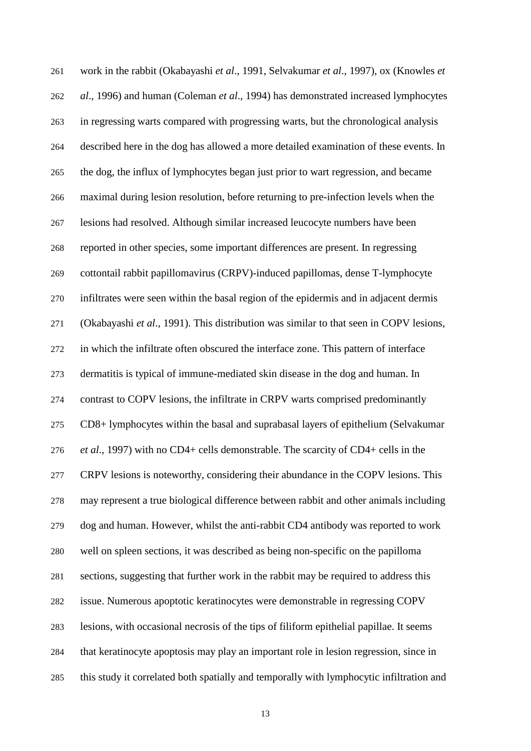work in the rabbit (Okabayashi *et al*., 1991, Selvakumar *et al*., 1997), ox (Knowles *et al*., 1996) and human (Coleman *et al*., 1994) has demonstrated increased lymphocytes in regressing warts compared with progressing warts, but the chronological analysis described here in the dog has allowed a more detailed examination of these events. In the dog, the influx of lymphocytes began just prior to wart regression, and became maximal during lesion resolution, before returning to pre-infection levels when the lesions had resolved. Although similar increased leucocyte numbers have been reported in other species, some important differences are present. In regressing cottontail rabbit papillomavirus (CRPV)-induced papillomas, dense T-lymphocyte infiltrates were seen within the basal region of the epidermis and in adjacent dermis (Okabayashi *et al*., 1991). This distribution was similar to that seen in COPV lesions, in which the infiltrate often obscured the interface zone. This pattern of interface dermatitis is typical of immune-mediated skin disease in the dog and human. In contrast to COPV lesions, the infiltrate in CRPV warts comprised predominantly CD8+ lymphocytes within the basal and suprabasal layers of epithelium (Selvakumar *et al*., 1997) with no CD4+ cells demonstrable. The scarcity of CD4+ cells in the CRPV lesions is noteworthy, considering their abundance in the COPV lesions. This may represent a true biological difference between rabbit and other animals including dog and human. However, whilst the anti-rabbit CD4 antibody was reported to work well on spleen sections, it was described as being non-specific on the papilloma sections, suggesting that further work in the rabbit may be required to address this issue. Numerous apoptotic keratinocytes were demonstrable in regressing COPV lesions, with occasional necrosis of the tips of filiform epithelial papillae. It seems that keratinocyte apoptosis may play an important role in lesion regression, since in this study it correlated both spatially and temporally with lymphocytic infiltration and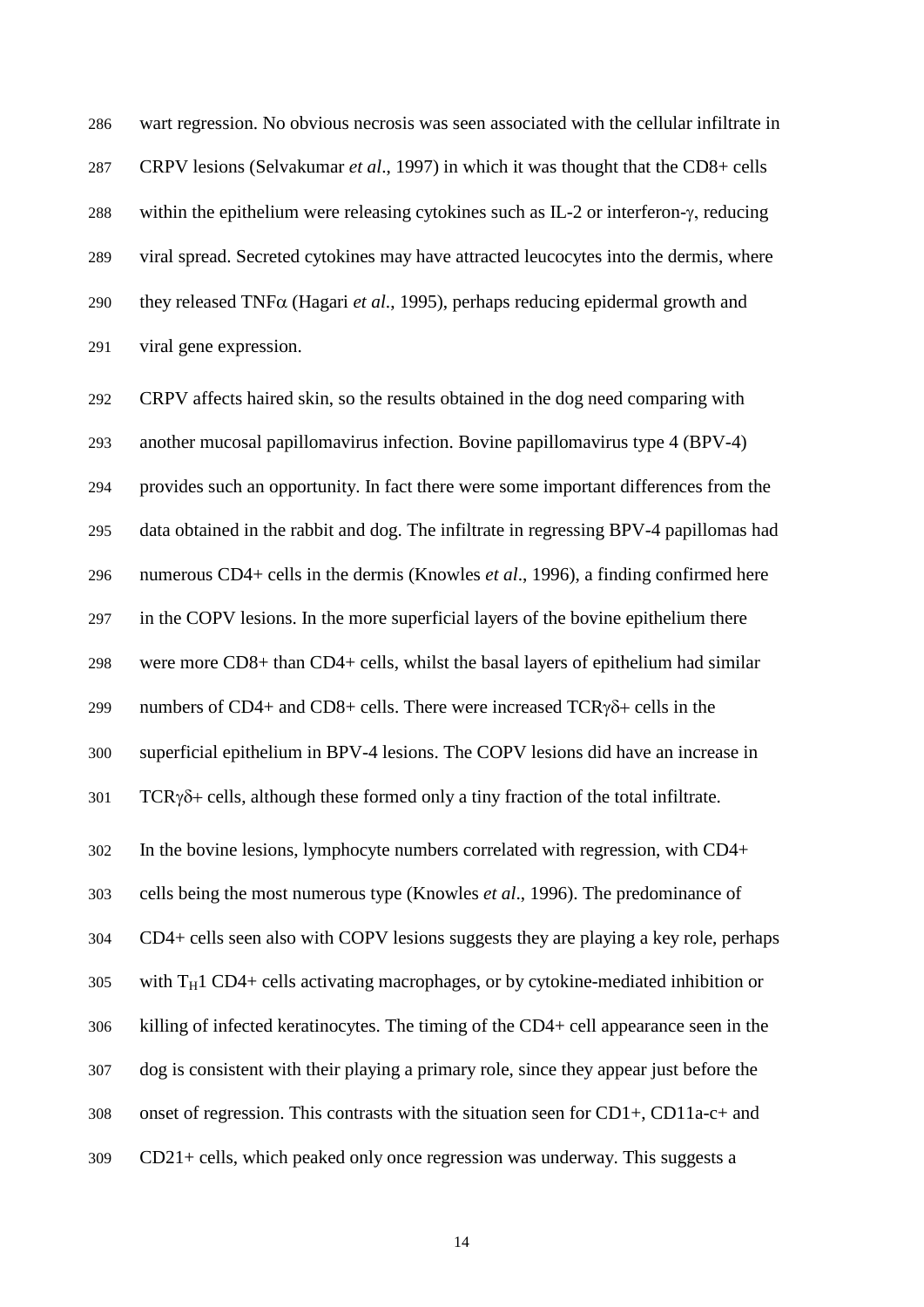wart regression. No obvious necrosis was seen associated with the cellular infiltrate in CRPV lesions (Selvakumar *et al*., 1997) in which it was thought that the CD8+ cells within the epithelium were releasing cytokines such as IL-2 or interferon-$\gamma$, reducing viral spread. Secreted cytokines may have attracted leucocytes into the dermis, where they released TNF$\alpha$ (Hagari *et al*., 1995), perhaps reducing epidermal growth and viral gene expression.

CRPV affects haired skin, so the results obtained in the dog need comparing with another mucosal papillomavirus infection. Bovine papillomavirus type 4 (BPV-4) provides such an opportunity. In fact there were some important differences from the data obtained in the rabbit and dog. The infiltrate in regressing BPV-4 papillomas had numerous CD4+ cells in the dermis (Knowles *et al*., 1996), a finding confirmed here in the COPV lesions. In the more superficial layers of the bovine epithelium there were more CD8+ than CD4+ cells, whilst the basal layers of epithelium had similar numbers of CD4+ and CD8+ cells. There were increased TCR$\gamma\delta$+ cells in the superficial epithelium in BPV-4 lesions. The COPV lesions did have an increase in TCR$\gamma\delta$+ cells, although these formed only a tiny fraction of the total infiltrate.

In the bovine lesions, lymphocyte numbers correlated with regression, with CD4+ cells being the most numerous type (Knowles *et al*., 1996). The predominance of CD4+ cells seen also with COPV lesions suggests they are playing a key role, perhaps with $T_H1$ CD4+ cells activating macrophages, or by cytokine-mediated inhibition or killing of infected keratinocytes. The timing of the CD4+ cell appearance seen in the dog is consistent with their playing a primary role, since they appear just before the onset of regression. This contrasts with the situation seen for CD1+, CD11a-c+ and CD21+ cells, which peaked only once regression was underway. This suggests a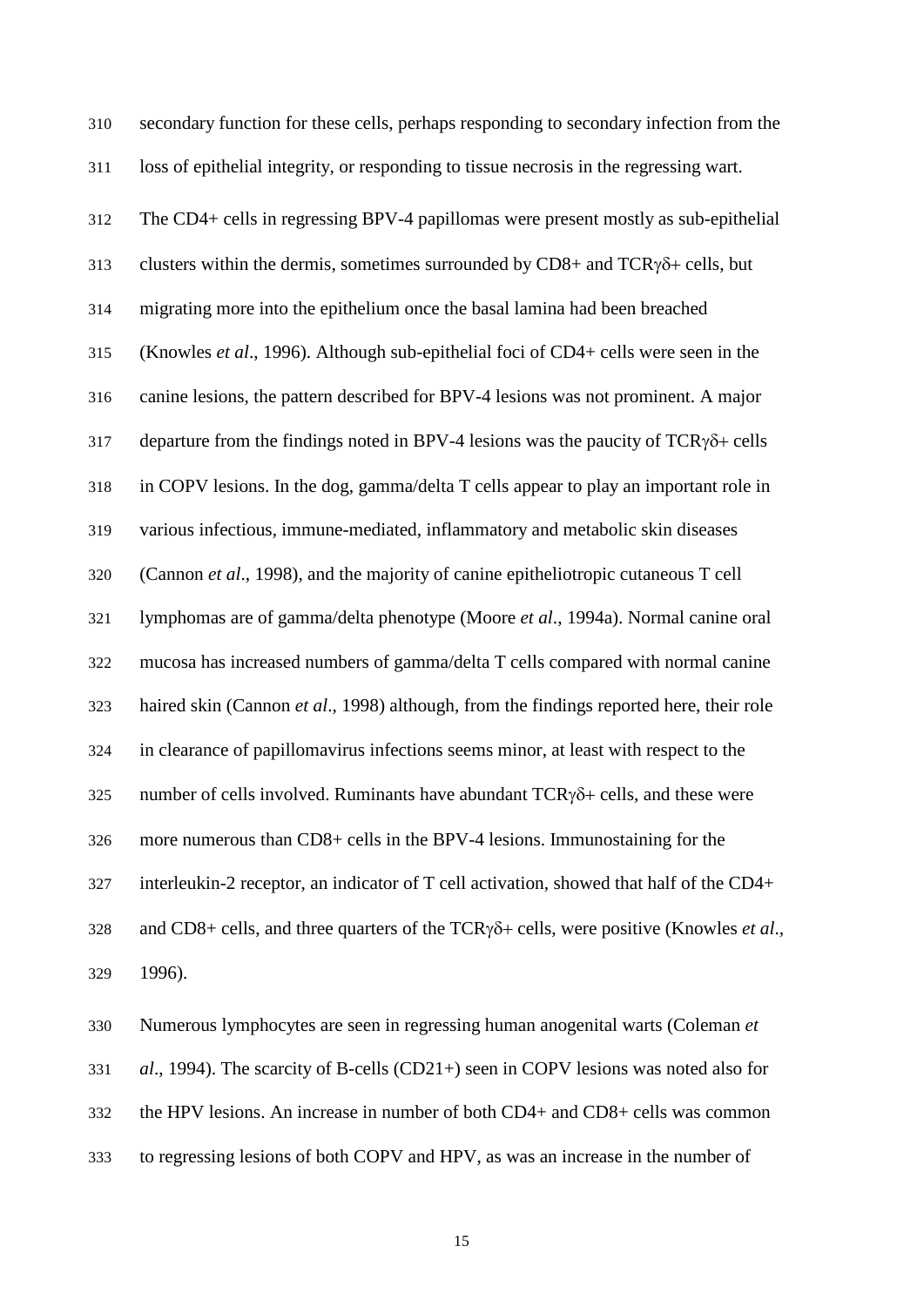secondary function for these cells, perhaps responding to secondary infection from the loss of epithelial integrity, or responding to tissue necrosis in the regressing wart.

The CD4+ cells in regressing BPV-4 papillomas were present mostly as sub-epithelial clusters within the dermis, sometimes surrounded by CD8+ and TCRγδ+ cells, but migrating more into the epithelium once the basal lamina had been breached (Knowles *et al*., 1996). Although sub-epithelial foci of CD4+ cells were seen in the canine lesions, the pattern described for BPV-4 lesions was not prominent. A major departure from the findings noted in BPV-4 lesions was the paucity of TCRγδ+ cells in COPV lesions. In the dog, gamma/delta T cells appear to play an important role in various infectious, immune-mediated, inflammatory and metabolic skin diseases (Cannon *et al*., 1998), and the majority of canine epitheliotropic cutaneous T cell lymphomas are of gamma/delta phenotype (Moore *et al*., 1994a). Normal canine oral mucosa has increased numbers of gamma/delta T cells compared with normal canine haired skin (Cannon *et al*., 1998) although, from the findings reported here, their role in clearance of papillomavirus infections seems minor, at least with respect to the number of cells involved. Ruminants have abundant TCRγδ+ cells, and these were more numerous than CD8+ cells in the BPV-4 lesions. Immunostaining for the interleukin-2 receptor, an indicator of T cell activation, showed that half of the CD4+ and CD8+ cells, and three quarters of the TCRγδ+ cells, were positive (Knowles *et al*., 1996).

Numerous lymphocytes are seen in regressing human anogenital warts (Coleman *et al*., 1994). The scarcity of B-cells (CD21+) seen in COPV lesions was noted also for the HPV lesions. An increase in number of both CD4+ and CD8+ cells was common to regressing lesions of both COPV and HPV, as was an increase in the number of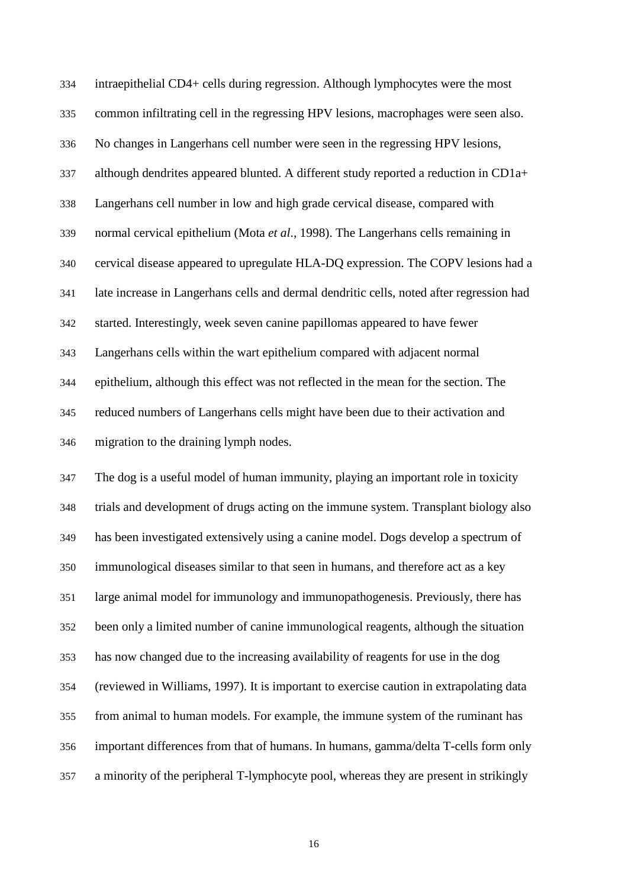intraepithelial CD4+ cells during regression. Although lymphocytes were the most common infiltrating cell in the regressing HPV lesions, macrophages were seen also. No changes in Langerhans cell number were seen in the regressing HPV lesions, although dendrites appeared blunted. A different study reported a reduction in CD1a+ Langerhans cell number in low and high grade cervical disease, compared with normal cervical epithelium (Mota *et al*., 1998). The Langerhans cells remaining in cervical disease appeared to upregulate HLA-DQ expression. The COPV lesions had a late increase in Langerhans cells and dermal dendritic cells, noted after regression had started. Interestingly, week seven canine papillomas appeared to have fewer Langerhans cells within the wart epithelium compared with adjacent normal epithelium, although this effect was not reflected in the mean for the section. The reduced numbers of Langerhans cells might have been due to their activation and migration to the draining lymph nodes.

The dog is a useful model of human immunity, playing an important role in toxicity trials and development of drugs acting on the immune system. Transplant biology also has been investigated extensively using a canine model. Dogs develop a spectrum of immunological diseases similar to that seen in humans, and therefore act as a key large animal model for immunology and immunopathogenesis. Previously, there has been only a limited number of canine immunological reagents, although the situation has now changed due to the increasing availability of reagents for use in the dog (reviewed in Williams, 1997). It is important to exercise caution in extrapolating data from animal to human models. For example, the immune system of the ruminant has important differences from that of humans. In humans, gamma/delta T-cells form only a minority of the peripheral T-lymphocyte pool, whereas they are present in strikingly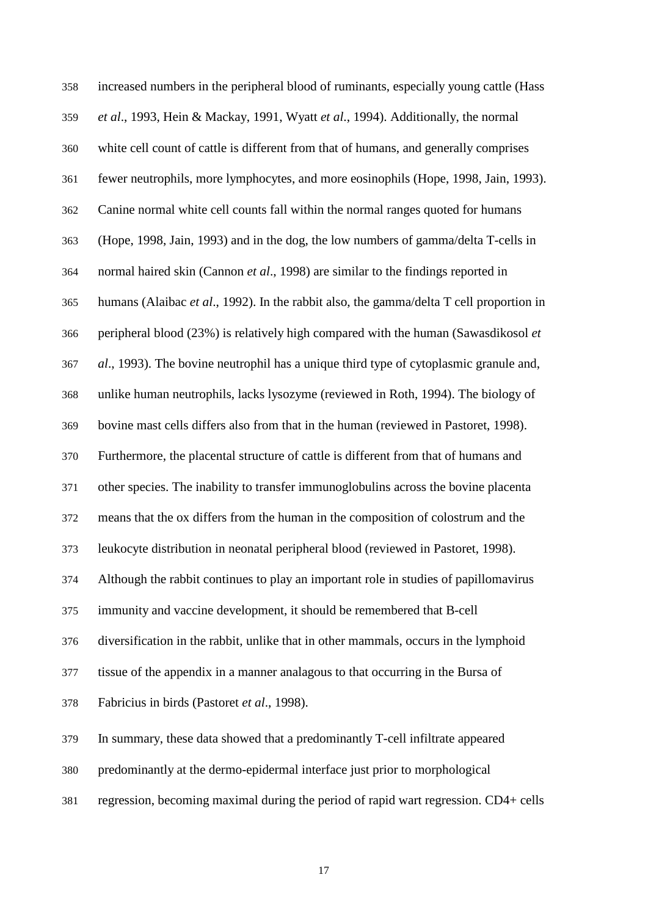increased numbers in the peripheral blood of ruminants, especially young cattle (Hass *et al*., 1993, Hein & Mackay, 1991, Wyatt *et al*., 1994). Additionally, the normal white cell count of cattle is different from that of humans, and generally comprises fewer neutrophils, more lymphocytes, and more eosinophils (Hope, 1998, Jain, 1993). Canine normal white cell counts fall within the normal ranges quoted for humans (Hope, 1998, Jain, 1993) and in the dog, the low numbers of gamma/delta T-cells in normal haired skin (Cannon *et al*., 1998) are similar to the findings reported in humans (Alaibac *et al*., 1992). In the rabbit also, the gamma/delta T cell proportion in peripheral blood (23%) is relatively high compared with the human (Sawasdikosol *et al*., 1993). The bovine neutrophil has a unique third type of cytoplasmic granule and, unlike human neutrophils, lacks lysozyme (reviewed in Roth, 1994). The biology of bovine mast cells differs also from that in the human (reviewed in Pastoret, 1998). Furthermore, the placental structure of cattle is different from that of humans and other species. The inability to transfer immunoglobulins across the bovine placenta means that the ox differs from the human in the composition of colostrum and the leukocyte distribution in neonatal peripheral blood (reviewed in Pastoret, 1998). Although the rabbit continues to play an important role in studies of papillomavirus immunity and vaccine development, it should be remembered that B-cell diversification in the rabbit, unlike that in other mammals, occurs in the lymphoid tissue of the appendix in a manner analagous to that occurring in the Bursa of Fabricius in birds (Pastoret *et al*., 1998).

In summary, these data showed that a predominantly T-cell infiltrate appeared predominantly at the dermo-epidermal interface just prior to morphological regression, becoming maximal during the period of rapid wart regression. CD4+ cells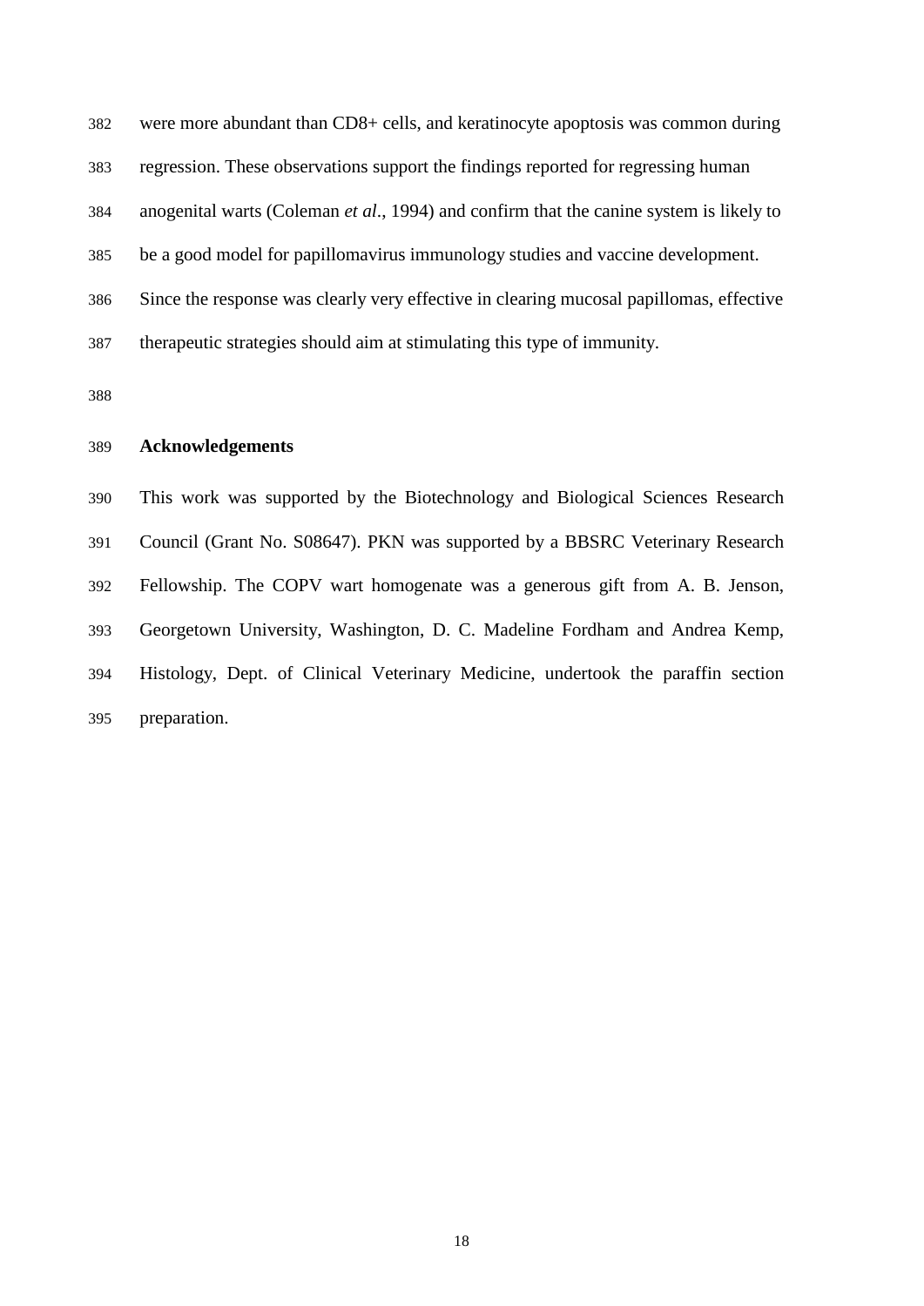were more abundant than CD8+ cells, and keratinocyte apoptosis was common during regression. These observations support the findings reported for regressing human anogenital warts (Coleman *et al*., 1994) and confirm that the canine system is likely to be a good model for papillomavirus immunology studies and vaccine development. Since the response was clearly very effective in clearing mucosal papillomas, effective therapeutic strategies should aim at stimulating this type of immunity.

## Acknowledgements

This work was supported by the Biotechnology and Biological Sciences Research Council (Grant No. S08647). PKN was supported by a BBSRC Veterinary Research Fellowship. The COPV wart homogenate was a generous gift from A. B. Jenson, Georgetown University, Washington, D. C. Madeline Fordham and Andrea Kemp, Histology, Dept. of Clinical Veterinary Medicine, undertook the paraffin section preparation.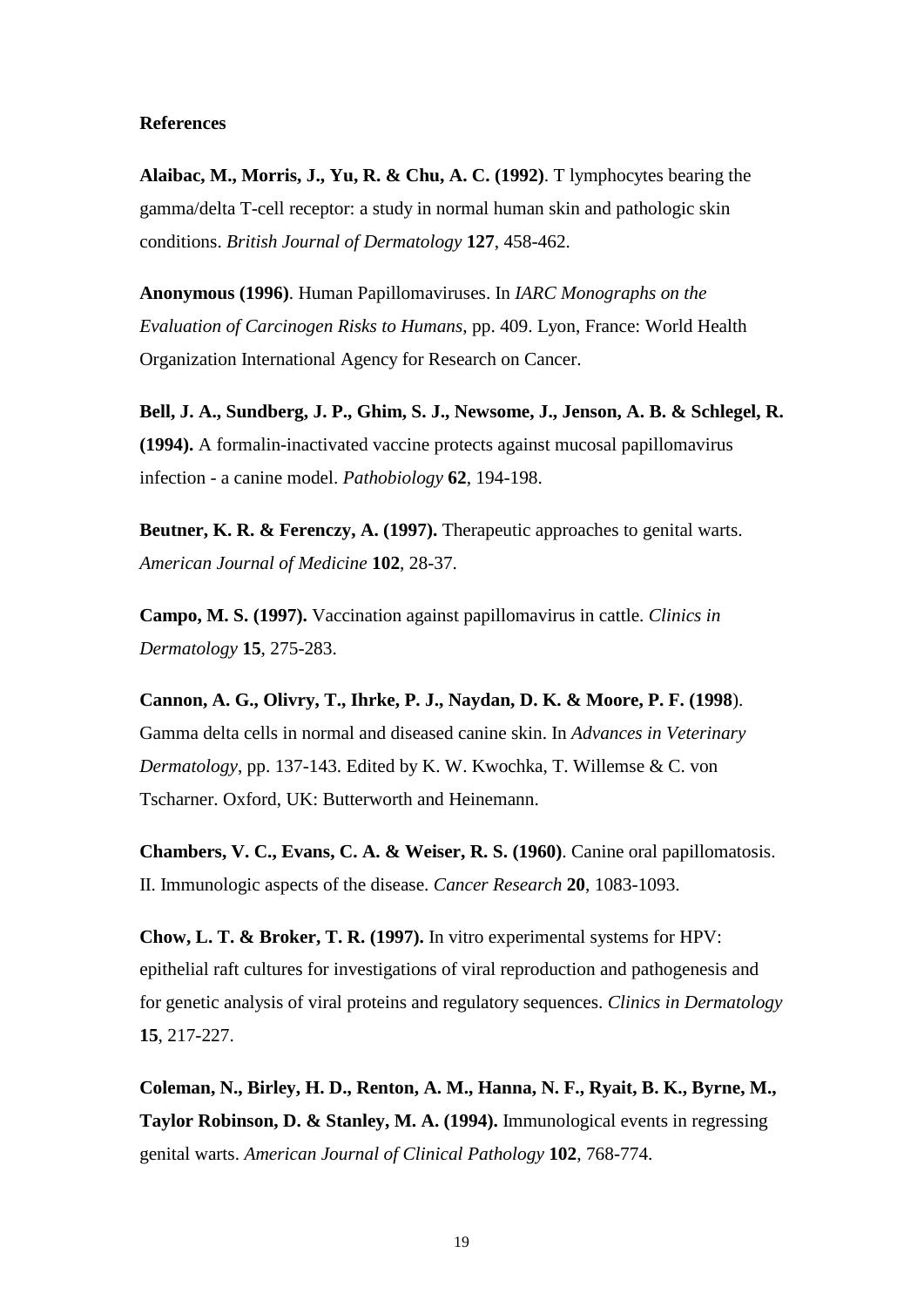**References**

**Alaibac, M., Morris, J., Yu, R. & Chu, A. C. (1992)**. T lymphocytes bearing the gamma/delta T-cell receptor: a study in normal human skin and pathologic skin conditions. *British Journal of Dermatology* **127**, 458-462.

**Anonymous (1996)**. Human Papillomaviruses. In *IARC Monographs on the Evaluation of Carcinogen Risks to Humans*, pp. 409. Lyon, France: World Health Organization International Agency for Research on Cancer.

**Bell, J. A., Sundberg, J. P., Ghim, S. J., Newsome, J., Jenson, A. B. & Schlegel, R. (1994).** A formalin-inactivated vaccine protects against mucosal papillomavirus infection - a canine model. *Pathobiology* **62**, 194-198.

**Beutner, K. R. & Ferenczy, A. (1997).** Therapeutic approaches to genital warts. *American Journal of Medicine* **102**, 28-37.

**Campo, M. S. (1997).** Vaccination against papillomavirus in cattle. *Clinics in Dermatology* **15**, 275-283.

**Cannon, A. G., Olivry, T., Ihrke, P. J., Naydan, D. K. & Moore, P. F. (1998**). Gamma delta cells in normal and diseased canine skin. In *Advances in Veterinary Dermatology*, pp. 137-143. Edited by K. W. Kwochka, T. Willemse & C. von Tscharner. Oxford, UK: Butterworth and Heinemann.

**Chambers, V. C., Evans, C. A. & Weiser, R. S. (1960)**. Canine oral papillomatosis. II. Immunologic aspects of the disease. *Cancer Research* **20**, 1083-1093.

**Chow, L. T. & Broker, T. R. (1997).** In vitro experimental systems for HPV: epithelial raft cultures for investigations of viral reproduction and pathogenesis and for genetic analysis of viral proteins and regulatory sequences. *Clinics in Dermatology* **15**, 217-227.

**Coleman, N., Birley, H. D., Renton, A. M., Hanna, N. F., Ryait, B. K., Byrne, M., Taylor Robinson, D. & Stanley, M. A. (1994).** Immunological events in regressing genital warts. *American Journal of Clinical Pathology* **102**, 768-774.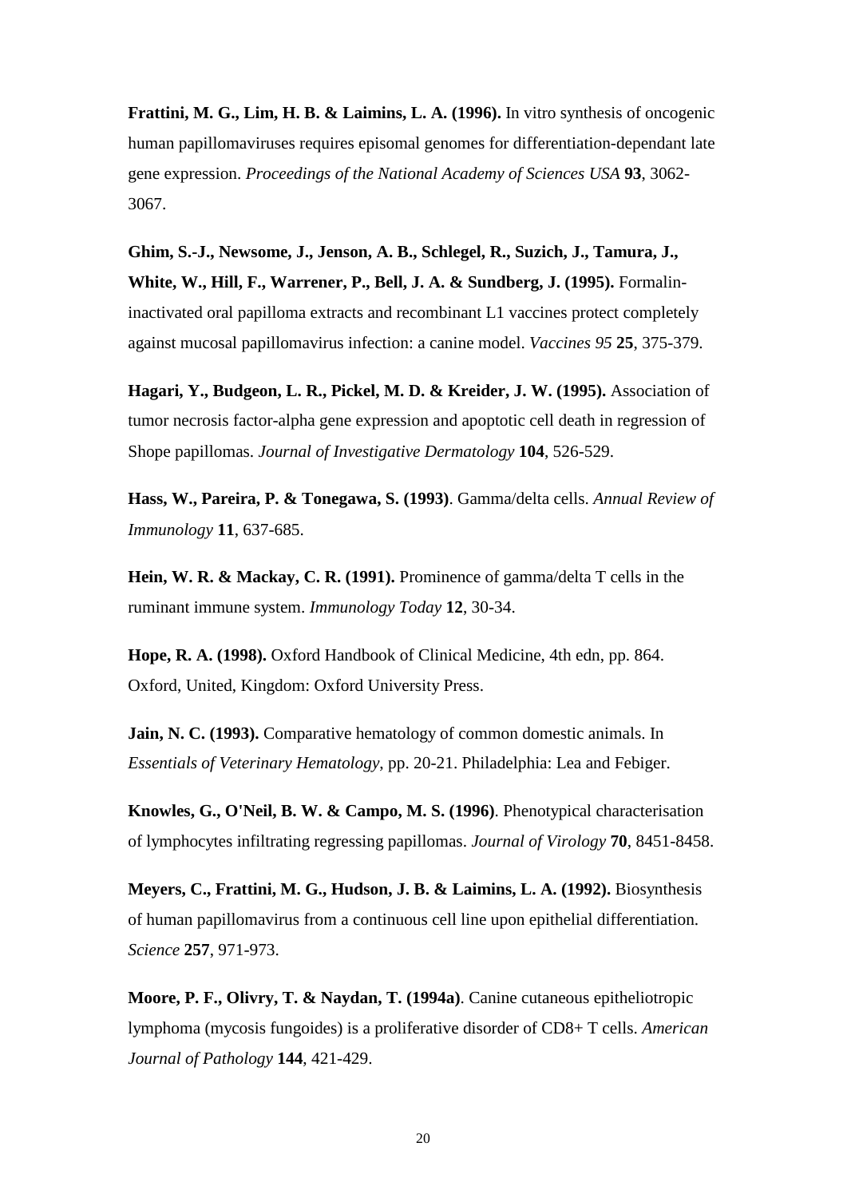**Frattini, M. G., Lim, H. B. & Laimins, L. A. (1996).** In vitro synthesis of oncogenic human papillomaviruses requires episomal genomes for differentiation-dependant late gene expression. *Proceedings of the National Academy of Sciences USA* **93**, 3062-3067.

**Ghim, S.-J., Newsome, J., Jenson, A. B., Schlegel, R., Suzich, J., Tamura, J., White, W., Hill, F., Warrener, P., Bell, J. A. & Sundberg, J. (1995).** Formalin-inactivated oral papilloma extracts and recombinant L1 vaccines protect completely against mucosal papillomavirus infection: a canine model. *Vaccines 95* **25**, 375-379.

**Hagari, Y., Budgeon, L. R., Pickel, M. D. & Kreider, J. W. (1995).** Association of tumor necrosis factor-alpha gene expression and apoptotic cell death in regression of Shope papillomas. *Journal of Investigative Dermatology* **104**, 526-529.

**Hass, W., Pareira, P. & Tonegawa, S. (1993)**. Gamma/delta cells. *Annual Review of Immunology* **11**, 637-685.

**Hein, W. R. & Mackay, C. R. (1991).** Prominence of gamma/delta T cells in the ruminant immune system. *Immunology Today* **12**, 30-34.

**Hope, R. A. (1998).** Oxford Handbook of Clinical Medicine, 4th edn, pp. 864. Oxford, United, Kingdom: Oxford University Press.

**Jain, N. C. (1993).** Comparative hematology of common domestic animals. In *Essentials of Veterinary Hematology*, pp. 20-21. Philadelphia: Lea and Febiger.

**Knowles, G., O'Neil, B. W. & Campo, M. S. (1996)**. Phenotypical characterisation of lymphocytes infiltrating regressing papillomas. *Journal of Virology* **70**, 8451-8458.

**Meyers, C., Frattini, M. G., Hudson, J. B. & Laimins, L. A. (1992).** Biosynthesis of human papillomavirus from a continuous cell line upon epithelial differentiation. *Science* **257**, 971-973.

**Moore, P. F., Olivry, T. & Naydan, T. (1994a)**. Canine cutaneous epitheliotropic lymphoma (mycosis fungoides) is a proliferative disorder of CD8+ T cells. *American Journal of Pathology* **144**, 421-429.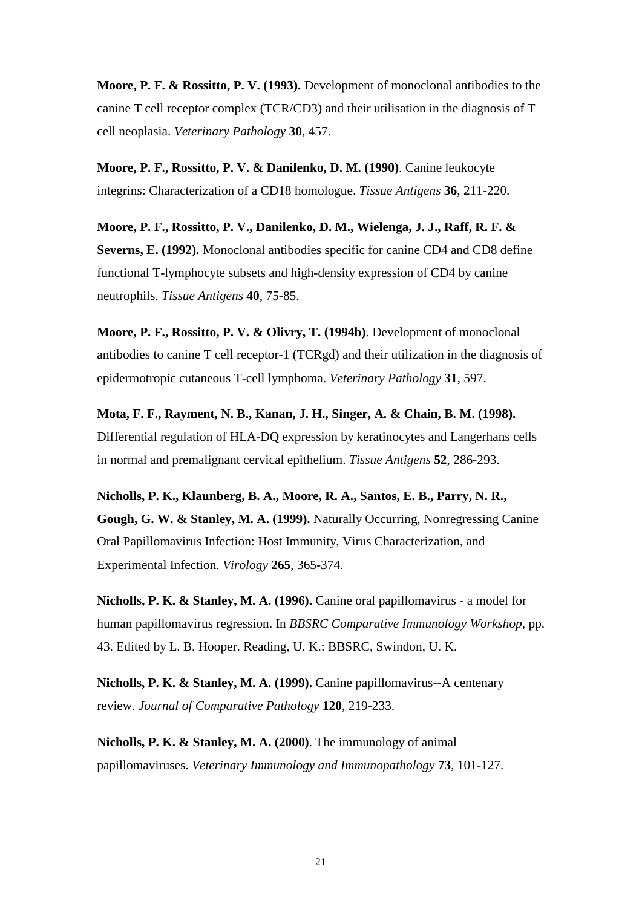**Moore, P. F. & Rossitto, P. V. (1993).** Development of monoclonal antibodies to the canine T cell receptor complex (TCR/CD3) and their utilisation in the diagnosis of T cell neoplasia. *Veterinary Pathology* **30**, 457.

**Moore, P. F., Rossitto, P. V. & Danilenko, D. M. (1990)**. Canine leukocyte integrins: Characterization of a CD18 homologue. *Tissue Antigens* **36**, 211-220.

**Moore, P. F., Rossitto, P. V., Danilenko, D. M., Wielenga, J. J., Raff, R. F. & Severns, E. (1992).** Monoclonal antibodies specific for canine CD4 and CD8 define functional T-lymphocyte subsets and high-density expression of CD4 by canine neutrophils. *Tissue Antigens* **40**, 75-85.

**Moore, P. F., Rossitto, P. V. & Olivry, T. (1994b)**. Development of monoclonal antibodies to canine T cell receptor-1 (TCRgd) and their utilization in the diagnosis of epidermotropic cutaneous T-cell lymphoma. *Veterinary Pathology* **31**, 597.

**Mota, F. F., Rayment, N. B., Kanan, J. H., Singer, A. & Chain, B. M. (1998).** Differential regulation of HLA-DQ expression by keratinocytes and Langerhans cells in normal and premalignant cervical epithelium. *Tissue Antigens* **52**, 286-293.

**Nicholls, P. K., Klaunberg, B. A., Moore, R. A., Santos, E. B., Parry, N. R., Gough, G. W. & Stanley, M. A. (1999).** Naturally Occurring, Nonregressing Canine Oral Papillomavirus Infection: Host Immunity, Virus Characterization, and Experimental Infection. *Virology* **265**, 365-374.

**Nicholls, P. K. & Stanley, M. A. (1996).** Canine oral papillomavirus - a model for human papillomavirus regression. In *BBSRC Comparative Immunology Workshop*, pp. 43. Edited by L. B. Hooper. Reading, U. K.: BBSRC, Swindon, U. K.

**Nicholls, P. K. & Stanley, M. A. (1999).** Canine papillomavirus--A centenary review. *Journal of Comparative Pathology* **120**, 219-233.

**Nicholls, P. K. & Stanley, M. A. (2000)**. The immunology of animal papillomaviruses. *Veterinary Immunology and Immunopathology* **73**, 101-127.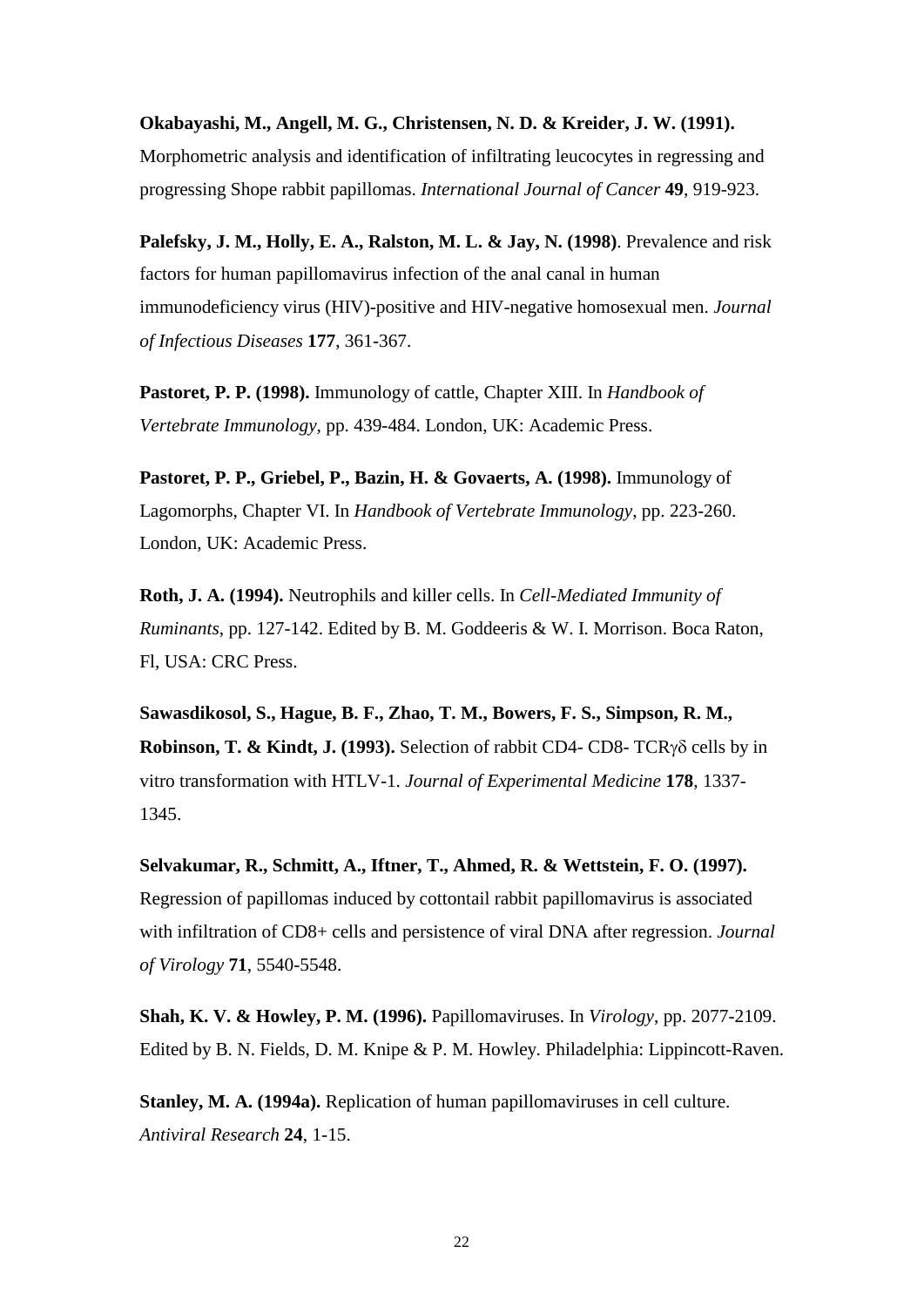**Okabayashi, M., Angell, M. G., Christensen, N. D. & Kreider, J. W. (1991).** Morphometric analysis and identification of infiltrating leucocytes in regressing and progressing Shope rabbit papillomas. *International Journal of Cancer* **49**, 919-923.

**Palefsky, J. M., Holly, E. A., Ralston, M. L. & Jay, N. (1998)**. Prevalence and risk factors for human papillomavirus infection of the anal canal in human immunodeficiency virus (HIV)-positive and HIV-negative homosexual men. *Journal of Infectious Diseases* **177**, 361-367.

**Pastoret, P. P. (1998).** Immunology of cattle, Chapter XIII. In *Handbook of Vertebrate Immunology*, pp. 439-484. London, UK: Academic Press.

**Pastoret, P. P., Griebel, P., Bazin, H. & Govaerts, A. (1998).** Immunology of Lagomorphs, Chapter VI. In *Handbook of Vertebrate Immunology*, pp. 223-260. London, UK: Academic Press.

**Roth, J. A. (1994).** Neutrophils and killer cells. In *Cell-Mediated Immunity of Ruminants*, pp. 127-142. Edited by B. M. Goddeeris & W. I. Morrison. Boca Raton, Fl, USA: CRC Press.

**Sawasdikosol, S., Hague, B. F., Zhao, T. M., Bowers, F. S., Simpson, R. M., Robinson, T. & Kindt, J. (1993).** Selection of rabbit CD4- CD8- TCRγδ cells by in vitro transformation with HTLV-1. *Journal of Experimental Medicine* **178**, 1337-1345.

**Selvakumar, R., Schmitt, A., Iftner, T., Ahmed, R. & Wettstein, F. O. (1997).** Regression of papillomas induced by cottontail rabbit papillomavirus is associated with infiltration of CD8+ cells and persistence of viral DNA after regression. *Journal of Virology* **71**, 5540-5548.

**Shah, K. V. & Howley, P. M. (1996).** Papillomaviruses. In *Virology*, pp. 2077-2109. Edited by B. N. Fields, D. M. Knipe & P. M. Howley. Philadelphia: Lippincott-Raven.

**Stanley, M. A. (1994a).** Replication of human papillomaviruses in cell culture. *Antiviral Research* **24**, 1-15.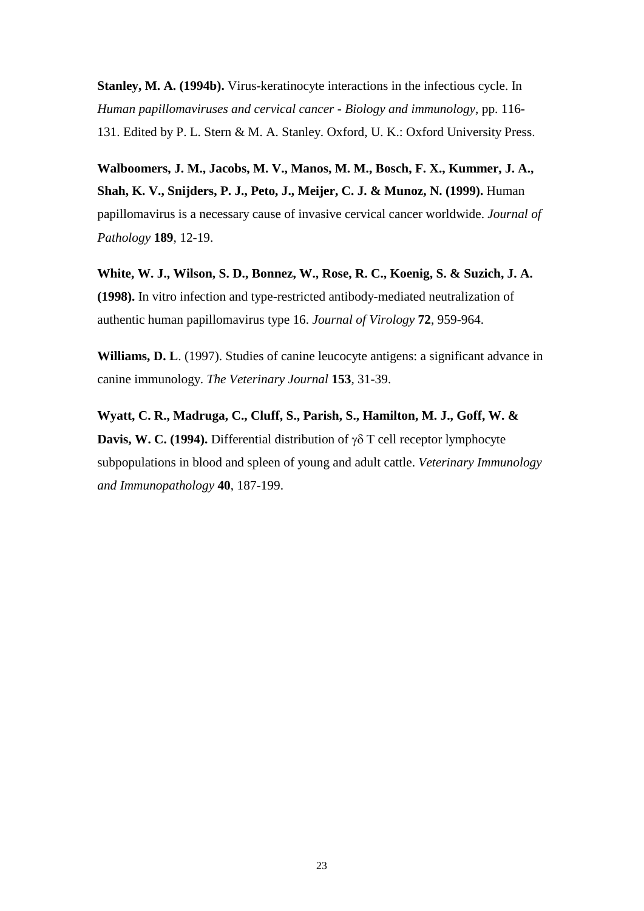**Stanley, M. A. (1994b).** Virus-keratinocyte interactions in the infectious cycle. In *Human papillomaviruses and cervical cancer - Biology and immunology*, pp. 116-131. Edited by P. L. Stern & M. A. Stanley. Oxford, U. K.: Oxford University Press.

**Walboomers, J. M., Jacobs, M. V., Manos, M. M., Bosch, F. X., Kummer, J. A., Shah, K. V., Snijders, P. J., Peto, J., Meijer, C. J. & Munoz, N. (1999).** Human papillomavirus is a necessary cause of invasive cervical cancer worldwide. *Journal of Pathology* **189**, 12-19.

**White, W. J., Wilson, S. D., Bonnez, W., Rose, R. C., Koenig, S. & Suzich, J. A. (1998).** In vitro infection and type-restricted antibody-mediated neutralization of authentic human papillomavirus type 16. *Journal of Virology* **72**, 959-964.

**Williams, D. L**. (1997). Studies of canine leucocyte antigens: a significant advance in canine immunology. *The Veterinary Journal* **153**, 31-39.

**Wyatt, C. R., Madruga, C., Cluff, S., Parish, S., Hamilton, M. J., Goff, W. & Davis, W. C. (1994).** Differential distribution of γδ T cell receptor lymphocyte subpopulations in blood and spleen of young and adult cattle. *Veterinary Immunology and Immunopathology* **40**, 187-199.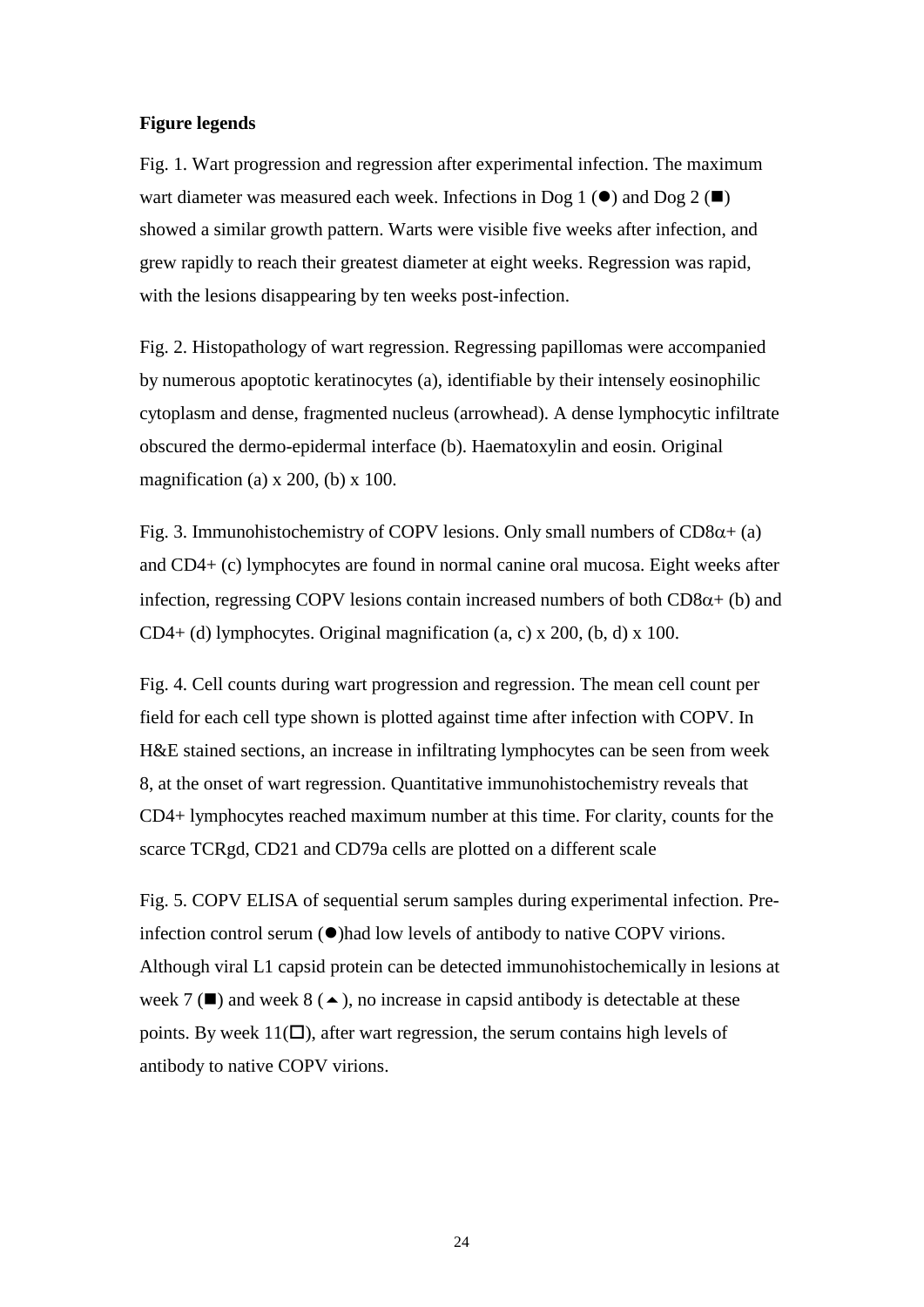**Figure legends**

Fig. 1. Wart progression and regression after experimental infection. The maximum wart diameter was measured each week. Infections in Dog 1 (●) and Dog 2 (■) showed a similar growth pattern. Warts were visible five weeks after infection, and grew rapidly to reach their greatest diameter at eight weeks. Regression was rapid, with the lesions disappearing by ten weeks post-infection.

Fig. 2. Histopathology of wart regression. Regressing papillomas were accompanied by numerous apoptotic keratinocytes (a), identifiable by their intensely eosinophilic cytoplasm and dense, fragmented nucleus (arrowhead). A dense lymphocytic infiltrate obscured the dermo-epidermal interface (b). Haematoxylin and eosin. Original magnification (a) x 200, (b) x 100.

Fig. 3. Immunohistochemistry of COPV lesions. Only small numbers of CD8$\alpha$+ (a) and CD4+ (c) lymphocytes are found in normal canine oral mucosa. Eight weeks after infection, regressing COPV lesions contain increased numbers of both CD8$\alpha$+ (b) and CD4+ (d) lymphocytes. Original magnification (a, c) x 200, (b, d) x 100.

Fig. 4. Cell counts during wart progression and regression. The mean cell count per field for each cell type shown is plotted against time after infection with COPV. In H&E stained sections, an increase in infiltrating lymphocytes can be seen from week 8, at the onset of wart regression. Quantitative immunohistochemistry reveals that CD4+ lymphocytes reached maximum number at this time. For clarity, counts for the scarce TCRgd, CD21 and CD79a cells are plotted on a different scale

Fig. 5. COPV ELISA of sequential serum samples during experimental infection. Pre-infection control serum (●)had low levels of antibody to native COPV virions. Although viral L1 capsid protein can be detected immunohistochemically in lesions at week 7 (■) and week 8 (▲), no increase in capsid antibody is detectable at these points. By week 11(□), after wart regression, the serum contains high levels of antibody to native COPV virions.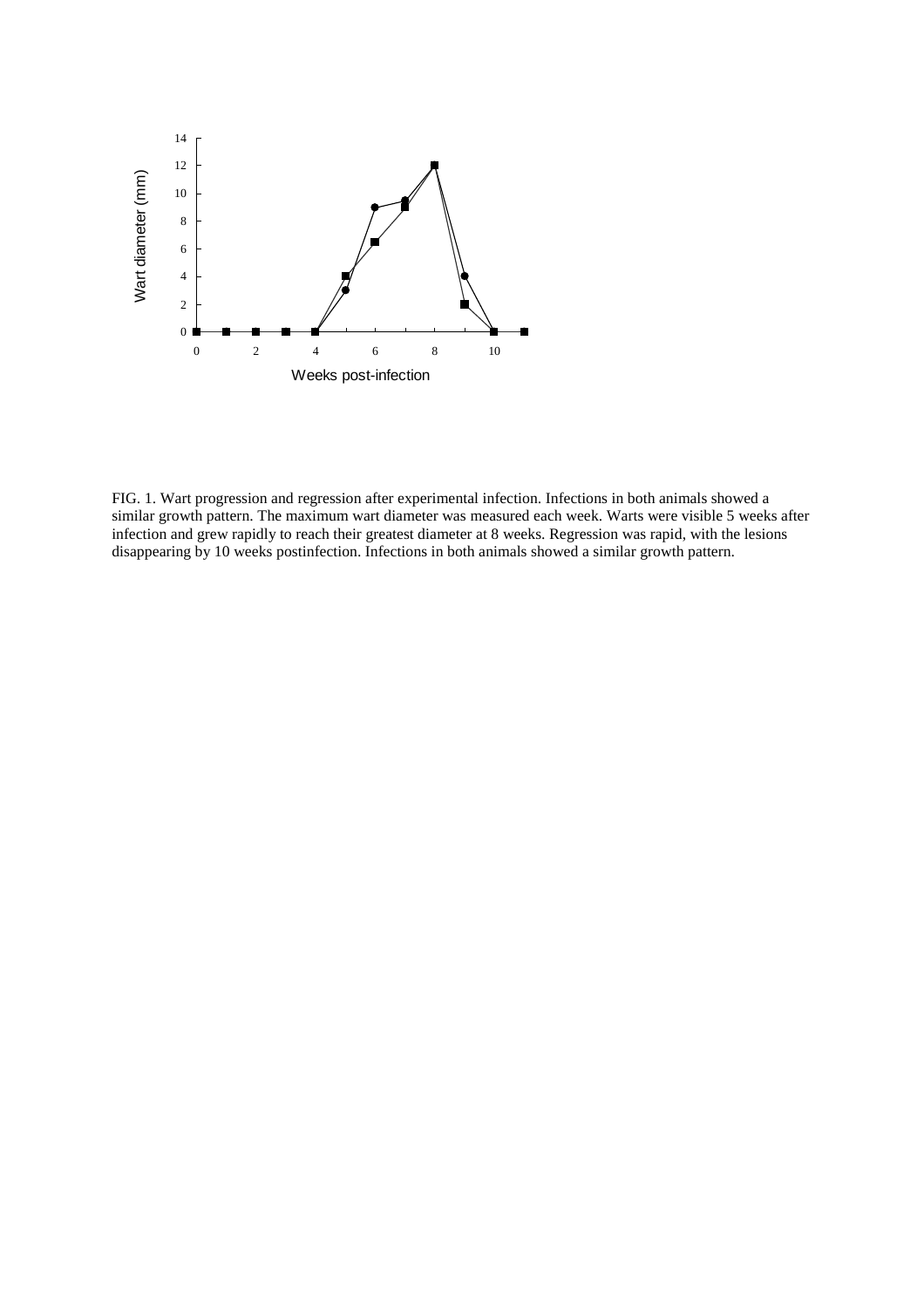FIG. 1. Wart progression and regression after experimental infection. Infections in both animals showed a similar growth pattern. The maximum wart diameter was measured each week. Warts were visible 5 weeks after infection and grew rapidly to reach their greatest diameter at 8 weeks. Regression was rapid, with the lesions disappearing by 10 weeks postinfection. Infections in both animals showed a similar growth pattern.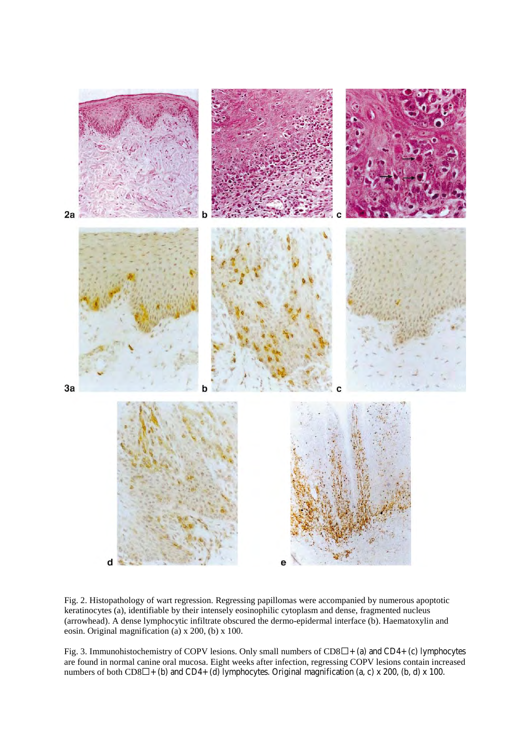Fig. 2. Histopathology of wart regression. Regressing papillomas were accompanied by numerous apoptotic keratinocytes (a), identifiable by their intensely eosinophilic cytoplasm and dense, fragmented nucleus (arrowhead). A dense lymphocytic infiltrate obscured the dermo-epidermal interface (b). Haematoxylin and eosin. Original magnification (a) x 200, (b) x 100.

Fig. 3. Immunohistochemistry of COPV lesions. Only small numbers of CD8□+ (a) and CD4+ (c) lymphocytes are found in normal canine oral mucosa. Eight weeks after infection, regressing COPV lesions contain increased numbers of both CD8□+ (b) and CD4+ (d) lymphocytes. Original magnification (a, c) x 200, (b, d) x 100.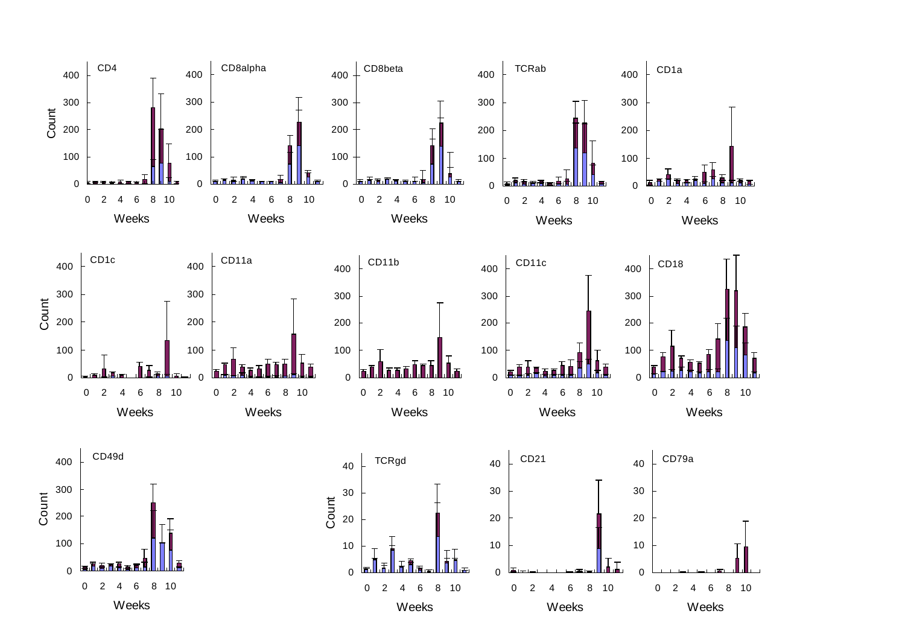CD4 · CD8alpha · CD8beta · TCRab · CD1a

CD1c · CD11a · CD11b · CD11c · CD18

CD49d · TCRgd · CD21 · CD79a

Count

Weeks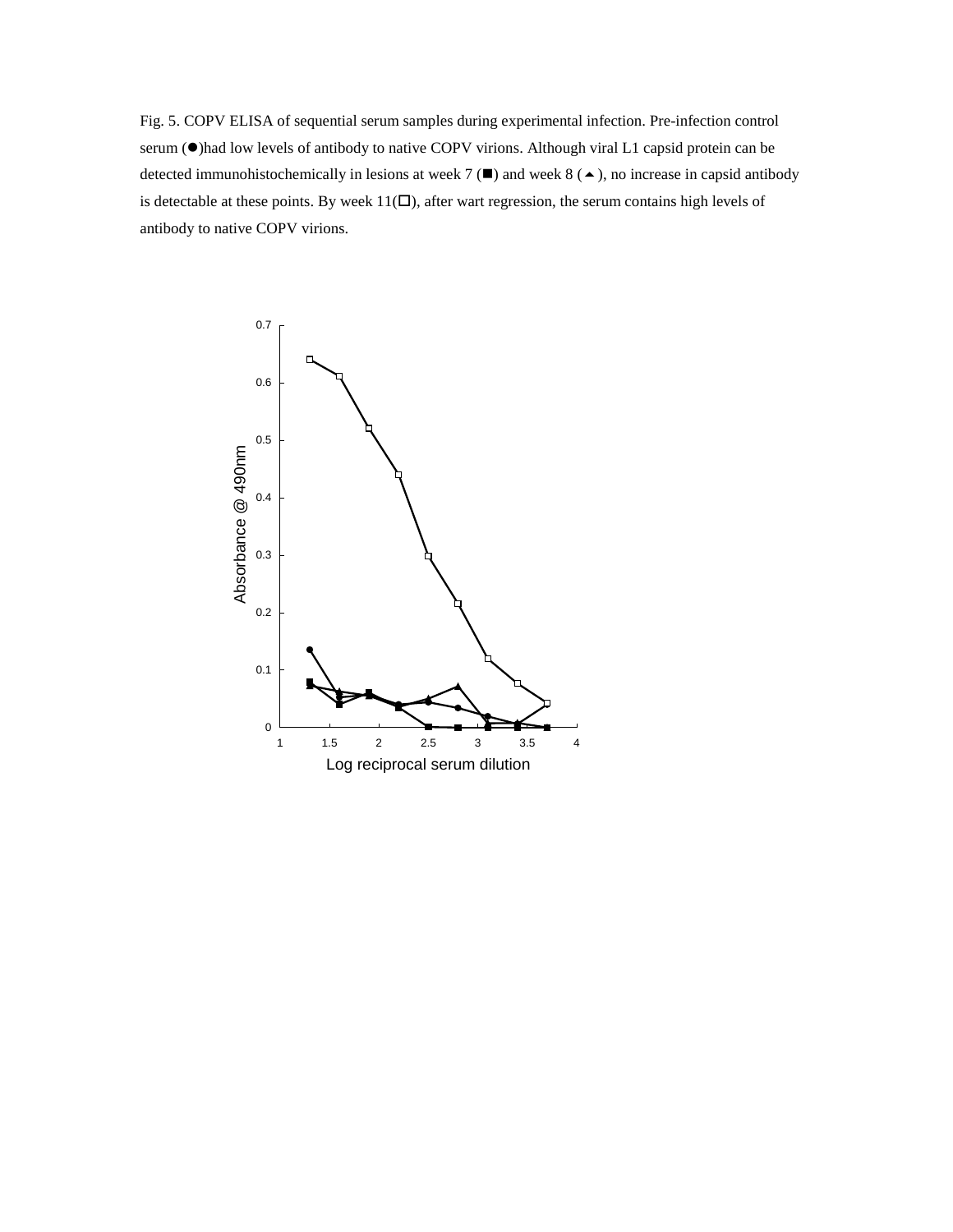Fig. 5. COPV ELISA of sequential serum samples during experimental infection. Pre-infection control serum (●)had low levels of antibody to native COPV virions. Although viral L1 capsid protein can be detected immunohistochemically in lesions at week 7 (■) and week 8 (▲), no increase in capsid antibody is detectable at these points. By week 11(□), after wart regression, the serum contains high levels of antibody to native COPV virions.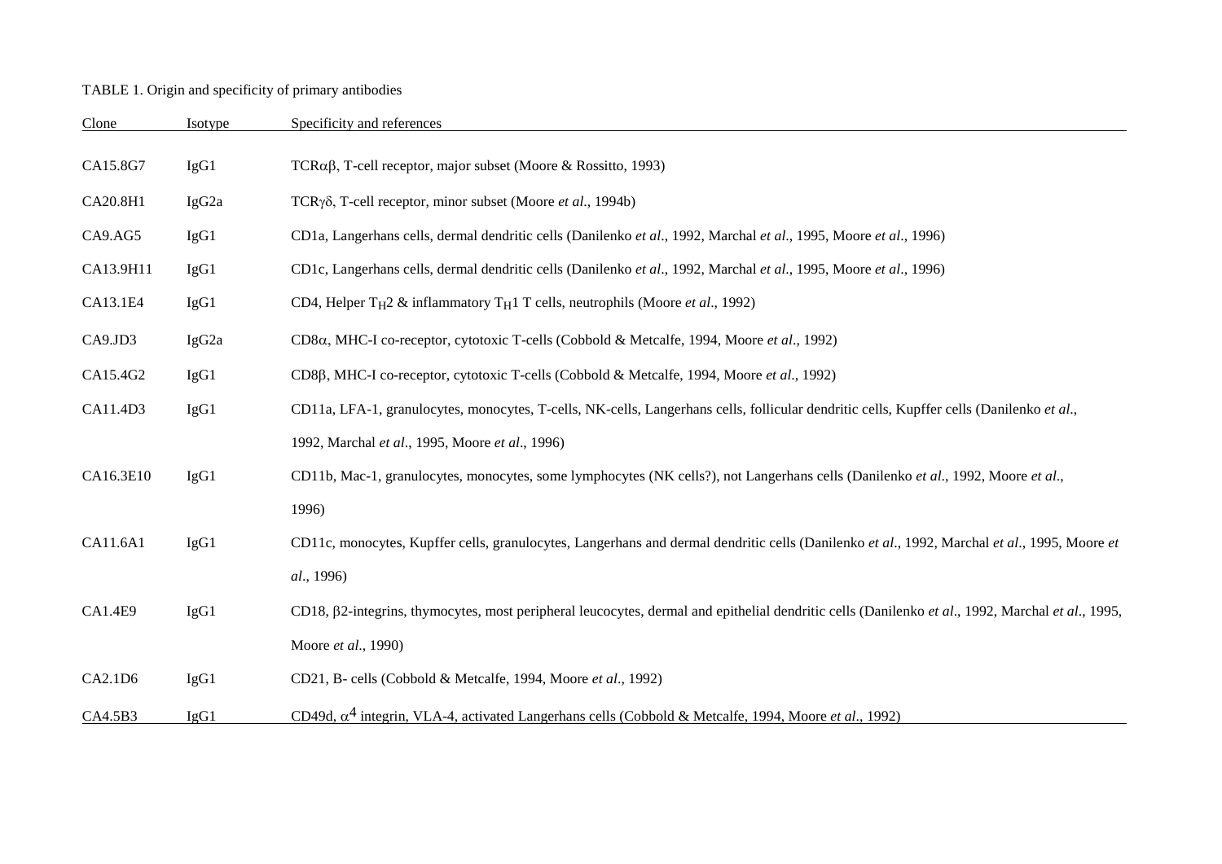TABLE 1. Origin and specificity of primary antibodies

| Clone | Isotype | Specificity and references |
|---|---|---|
| CA15.8G7 | IgG1 | TCRαβ, T-cell receptor, major subset (Moore & Rossitto, 1993) |
| CA20.8H1 | IgG2a | TCRγδ, T-cell receptor, minor subset (Moore *et al*., 1994b) |
| CA9.AG5 | IgG1 | CD1a, Langerhans cells, dermal dendritic cells (Danilenko *et al*., 1992, Marchal *et al*., 1995, Moore *et al*., 1996) |
| CA13.9H11 | IgG1 | CD1c, Langerhans cells, dermal dendritic cells (Danilenko *et al*., 1992, Marchal *et al*., 1995, Moore *et al*., 1996) |
| CA13.1E4 | IgG1 | CD4, Helper $T_H2$ & inflammatory $T_H1$ T cells, neutrophils (Moore *et al*., 1992) |
| CA9.JD3 | IgG2a | CD8α, MHC-I co-receptor, cytotoxic T-cells (Cobbold & Metcalfe, 1994, Moore *et al*., 1992) |
| CA15.4G2 | IgG1 | CD8β, MHC-I co-receptor, cytotoxic T-cells (Cobbold & Metcalfe, 1994, Moore *et al*., 1992) |
| CA11.4D3 | IgG1 | CD11a, LFA-1, granulocytes, monocytes, T-cells, NK-cells, Langerhans cells, follicular dendritic cells, Kupffer cells (Danilenko *et al*., 1992, Marchal *et al*., 1995, Moore *et al*., 1996) |
| CA16.3E10 | IgG1 | CD11b, Mac-1, granulocytes, monocytes, some lymphocytes (NK cells?), not Langerhans cells (Danilenko *et al*., 1992, Moore *et al*., 1996) |
| CA11.6A1 | IgG1 | CD11c, monocytes, Kupffer cells, granulocytes, Langerhans and dermal dendritic cells (Danilenko *et al*., 1992, Marchal *et al*., 1995, Moore *et al*., 1996) |
| CA1.4E9 | IgG1 | CD18, β2-integrins, thymocytes, most peripheral leucocytes, dermal and epithelial dendritic cells (Danilenko *et al*., 1992, Marchal *et al*., 1995, Moore *et al*., 1990) |
| CA2.1D6 | IgG1 | CD21, B- cells (Cobbold & Metcalfe, 1994, Moore *et al*., 1992) |
| CA4.5B3 | IgG1 | CD49d, $\alpha^4$ integrin, VLA-4, activated Langerhans cells (Cobbold & Metcalfe, 1994, Moore *et al*., 1992) |